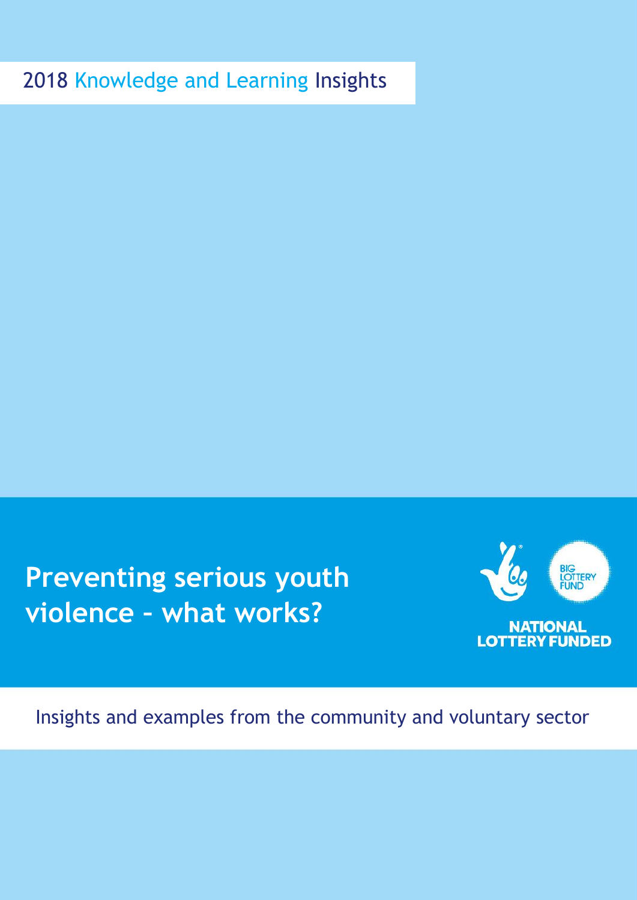2018 Knowledge and Learning Insights

# Preventing serious youth violence – what works?

BIG LOTTERY FUND

NATIONAL LOTTERY FUNDED

Insights and examples from the community and voluntary sector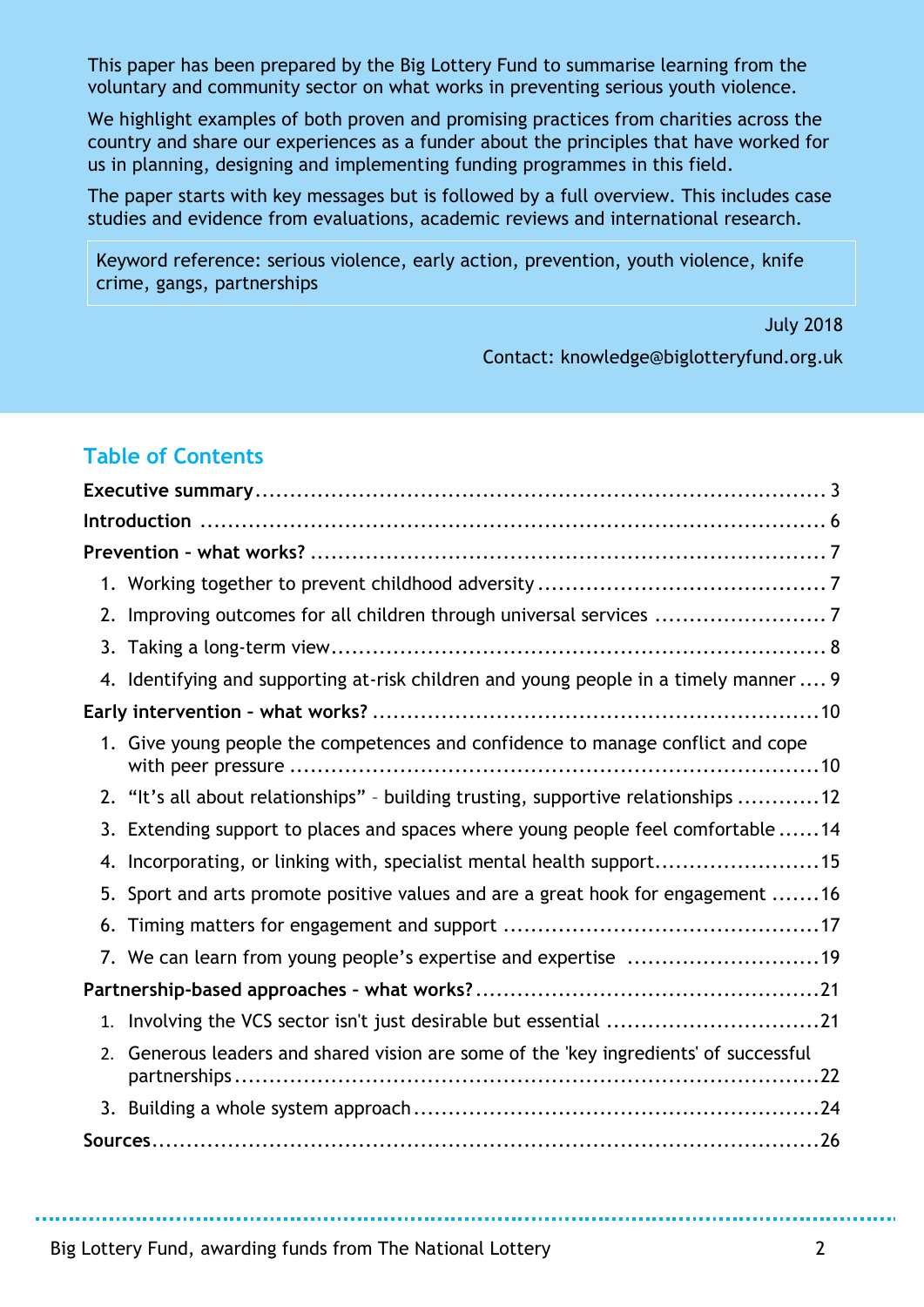This paper has been prepared by the Big Lottery Fund to summarise learning from the voluntary and community sector on what works in preventing serious youth violence.

We highlight examples of both proven and promising practices from charities across the country and share our experiences as a funder about the principles that have worked for us in planning, designing and implementing funding programmes in this field.

The paper starts with key messages but is followed by a full overview. This includes case studies and evidence from evaluations, academic reviews and international research.

> Keyword reference: serious violence, early action, prevention, youth violence, knife crime, gangs, partnerships

July 2018

Contact: knowledge@biglotteryfund.org.uk

## Table of Contents

**Executive summary** ..... 3

**Introduction** ..... 6

**Prevention – what works?** ..... 7

1. Working together to prevent childhood adversity ..... 7
2. Improving outcomes for all children through universal services ..... 7
3. Taking a long-term view ..... 8
4. Identifying and supporting at-risk children and young people in a timely manner ..... 9

**Early intervention – what works?** ..... 10

1. Give young people the competences and confidence to manage conflict and cope with peer pressure ..... 10
2. "It's all about relationships" – building trusting, supportive relationships ..... 12
3. Extending support to places and spaces where young people feel comfortable ..... 14
4. Incorporating, or linking with, specialist mental health support ..... 15
5. Sport and arts promote positive values and are a great hook for engagement ..... 16
6. Timing matters for engagement and support ..... 17
7. We can learn from young people's expertise and expertise ..... 19

**Partnership-based approaches – what works?** ..... 21

1. Involving the VCS sector isn't just desirable but essential ..... 21
2. Generous leaders and shared vision are some of the 'key ingredients' of successful partnerships ..... 22
3. Building a whole system approach ..... 24

**Sources** ..... 26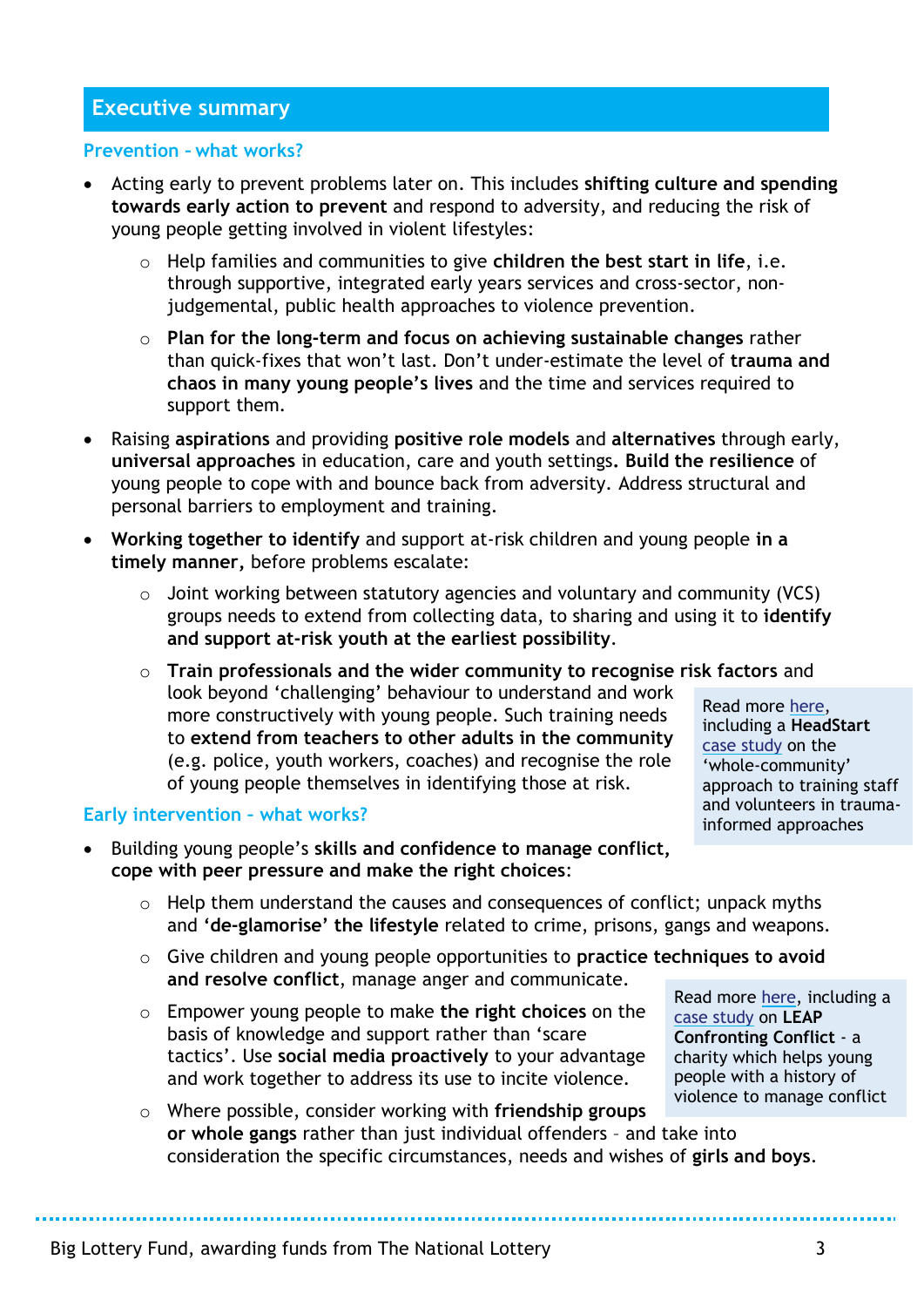## Executive summary

### Prevention – what works?

- Acting early to prevent problems later on. This includes **shifting culture and spending towards early action to prevent** and respond to adversity, and reducing the risk of young people getting involved in violent lifestyles:
    - Help families and communities to give **children the best start in life**, i.e. through supportive, integrated early years services and cross-sector, non-judgemental, public health approaches to violence prevention.
    - **Plan for the long-term and focus on achieving sustainable changes** rather than quick-fixes that won't last. Don't under-estimate the level of **trauma and chaos in many young people's lives** and the time and services required to support them.
- Raising **aspirations** and providing **positive role models** and **alternatives** through early, **universal approaches** in education, care and youth settings**. Build the resilience** of young people to cope with and bounce back from adversity. Address structural and personal barriers to employment and training.
- **Working together to identify** and support at-risk children and young people **in a timely manner,** before problems escalate:
    - Joint working between statutory agencies and voluntary and community (VCS) groups needs to extend from collecting data, to sharing and using it to **identify and support at-risk youth at the earliest possibility**.
    - **Train professionals and the wider community to recognise risk factors** and look beyond 'challenging' behaviour to understand and work more constructively with young people. Such training needs to **extend from teachers to other adults in the community** (e.g. police, youth workers, coaches) and recognise the role of young people themselves in identifying those at risk.

> Read more here, including a **HeadStart** case study on the 'whole-community' approach to training staff and volunteers in trauma-informed approaches

### Early intervention – what works?

- Building young people's **skills and confidence to manage conflict, cope with peer pressure and make the right choices**:
    - Help them understand the causes and consequences of conflict; unpack myths and **'de-glamorise' the lifestyle** related to crime, prisons, gangs and weapons.
    - Give children and young people opportunities to **practice techniques to avoid and resolve conflict**, manage anger and communicate.
    - Empower young people to make **the right choices** on the basis of knowledge and support rather than 'scare tactics'. Use **social media proactively** to your advantage and work together to address its use to incite violence.
    - Where possible, consider working with **friendship groups or whole gangs** rather than just individual offenders – and take into consideration the specific circumstances, needs and wishes of **girls and boys**.

> Read more here, including a case study on **LEAP Confronting Conflict** - a charity which helps young people with a history of violence to manage conflict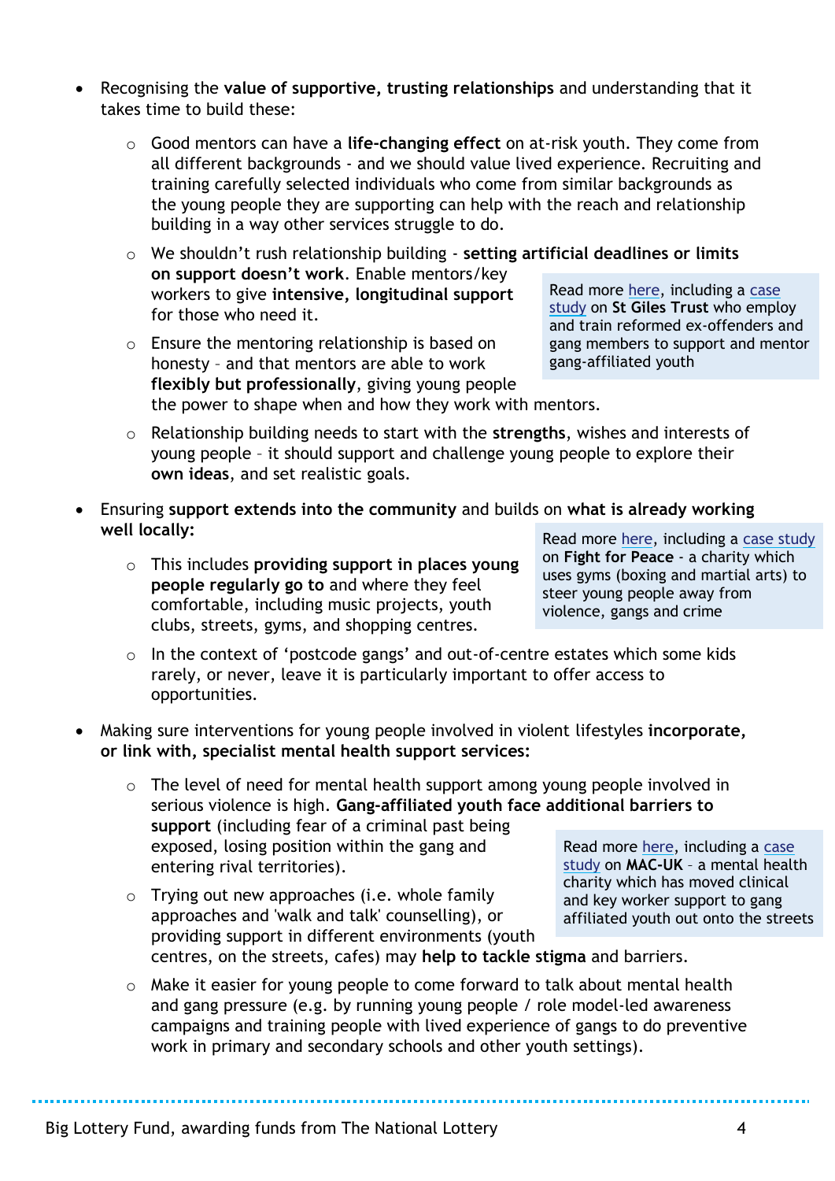- Recognising the **value of supportive, trusting relationships** and understanding that it takes time to build these:
  - Good mentors can have a **life-changing effect** on at-risk youth. They come from all different backgrounds - and we should value lived experience. Recruiting and training carefully selected individuals who come from similar backgrounds as the young people they are supporting can help with the reach and relationship building in a way other services struggle to do.
  - We shouldn't rush relationship building - **setting artificial deadlines or limits on support doesn't work**. Enable mentors/key workers to give **intensive, longitudinal support** for those who need it.
  - Ensure the mentoring relationship is based on honesty – and that mentors are able to work **flexibly but professionally**, giving young people the power to shape when and how they work with mentors.
  - Relationship building needs to start with the **strengths**, wishes and interests of young people – it should support and challenge young people to explore their **own ideas**, and set realistic goals.

> Read more here, including a case study on **St Giles Trust** who employ and train reformed ex-offenders and gang members to support and mentor gang-affiliated youth

- Ensuring **support extends into the community** and builds on **what is already working well locally:**
  - This includes **providing support in places young people regularly go to** and where they feel comfortable, including music projects, youth clubs, streets, gyms, and shopping centres.
  - In the context of 'postcode gangs' and out-of-centre estates which some kids rarely, or never, leave it is particularly important to offer access to opportunities.

> Read more here, including a case study on **Fight for Peace** - a charity which uses gyms (boxing and martial arts) to steer young people away from violence, gangs and crime

- Making sure interventions for young people involved in violent lifestyles **incorporate, or link with, specialist mental health support services:**
  - The level of need for mental health support among young people involved in serious violence is high. **Gang-affiliated youth face additional barriers to support** (including fear of a criminal past being exposed, losing position within the gang and entering rival territories).
  - Trying out new approaches (i.e. whole family approaches and 'walk and talk' counselling), or providing support in different environments (youth centres, on the streets, cafes) may **help to tackle stigma** and barriers.
  - Make it easier for young people to come forward to talk about mental health and gang pressure (e.g. by running young people / role model-led awareness campaigns and training people with lived experience of gangs to do preventive work in primary and secondary schools and other youth settings).

> Read more here, including a case study on **MAC-UK** – a mental health charity which has moved clinical and key worker support to gang affiliated youth out onto the streets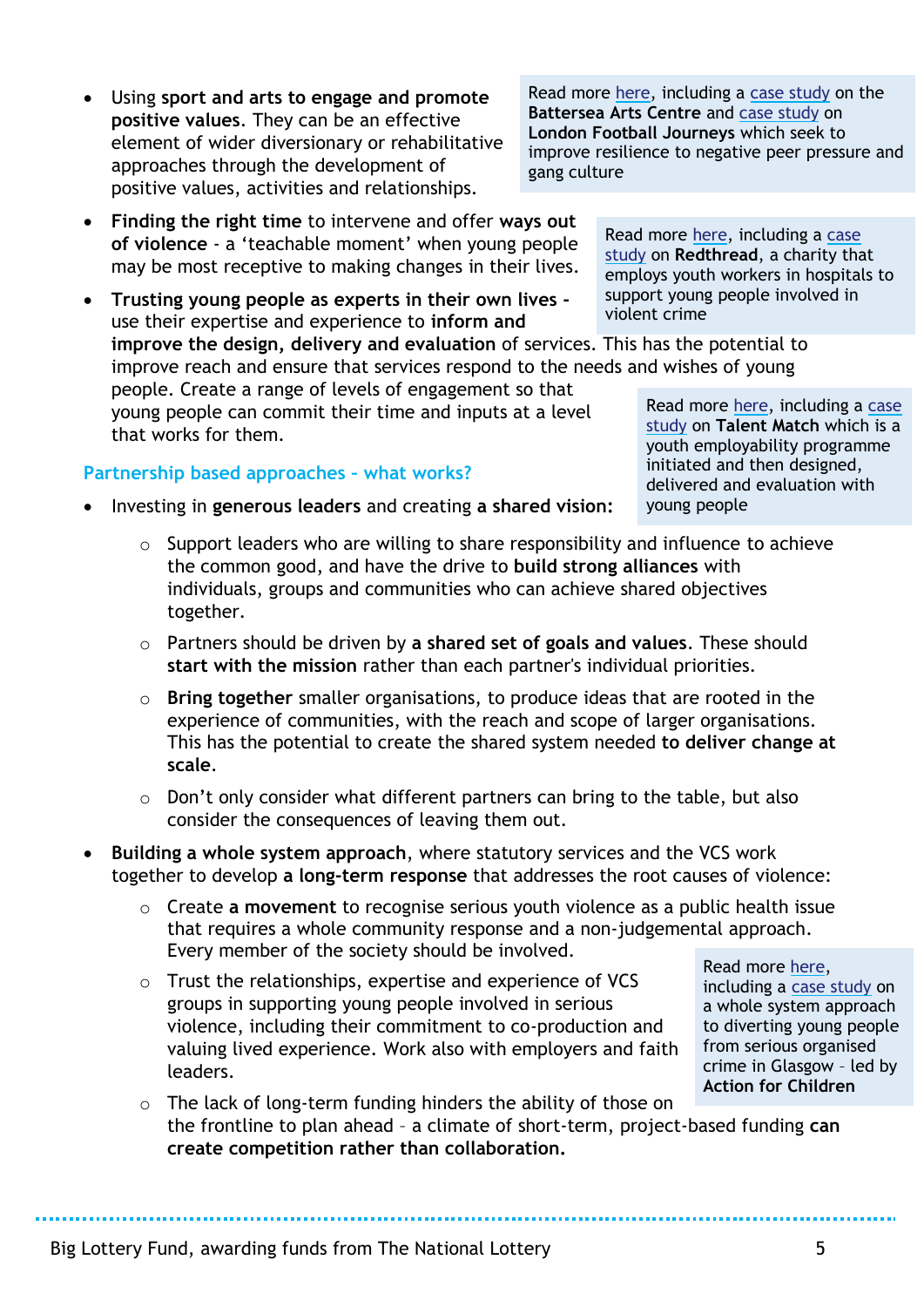- Using **sport and arts to engage and promote positive values**. They can be an effective element of wider diversionary or rehabilitative approaches through the development of positive values, activities and relationships.

Read more here, including a case study on the **Battersea Arts Centre** and case study on **London Football Journeys** which seek to improve resilience to negative peer pressure and gang culture

- **Finding the right time** to intervene and offer **ways out of violence** - a 'teachable moment' when young people may be most receptive to making changes in their lives.

Read more here, including a case study on **Redthread**, a charity that employs youth workers in hospitals to support young people involved in violent crime

- **Trusting young people as experts in their own lives** - use their expertise and experience to **inform and improve the design, delivery and evaluation** of services. This has the potential to improve reach and ensure that services respond to the needs and wishes of young people. Create a range of levels of engagement so that young people can commit their time and inputs at a level that works for them.

Read more here, including a case study on **Talent Match** which is a youth employability programme initiated and then designed, delivered and evaluation with young people

## Partnership based approaches - what works?

- Investing in **generous leaders** and creating **a shared vision:**
  - Support leaders who are willing to share responsibility and influence to achieve the common good, and have the drive to **build strong alliances** with individuals, groups and communities who can achieve shared objectives together.
  - Partners should be driven by **a shared set of goals and values**. These should **start with the mission** rather than each partner's individual priorities.
  - **Bring together** smaller organisations, to produce ideas that are rooted in the experience of communities, with the reach and scope of larger organisations. This has the potential to create the shared system needed **to deliver change at scale**.
  - Don't only consider what different partners can bring to the table, but also consider the consequences of leaving them out.
- **Building a whole system approach**, where statutory services and the VCS work together to develop **a long-term response** that addresses the root causes of violence:
  - Create **a movement** to recognise serious youth violence as a public health issue that requires a whole community response and a non-judgemental approach. Every member of the society should be involved.
  - Trust the relationships, expertise and experience of VCS groups in supporting young people involved in serious violence, including their commitment to co-production and valuing lived experience. Work also with employers and faith leaders.
  - The lack of long-term funding hinders the ability of those on the frontline to plan ahead - a climate of short-term, project-based funding **can create competition rather than collaboration.**

Read more here, including a case study on a whole system approach to diverting young people from serious organised crime in Glasgow - led by **Action for Children**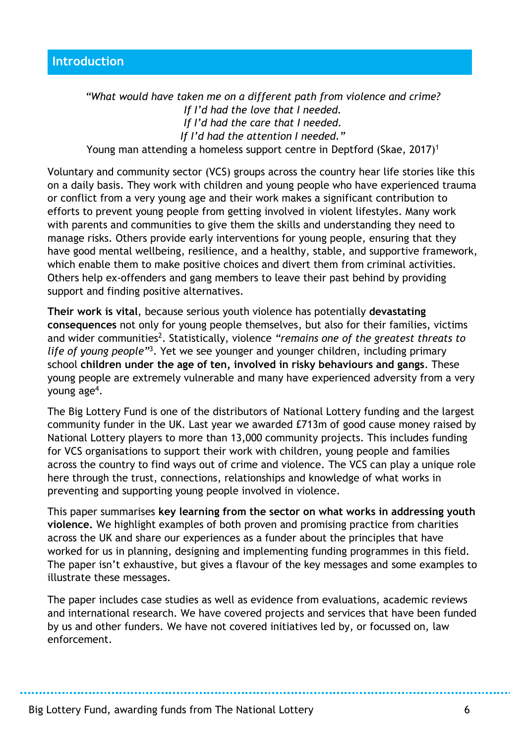## Introduction

*"What would have taken me on a different path from violence and crime?*
*If I'd had the love that I needed.*
*If I'd had the care that I needed.*
*If I'd had the attention I needed."*
Young man attending a homeless support centre in Deptford (Skae, 2017)[1]

Voluntary and community sector (VCS) groups across the country hear life stories like this on a daily basis. They work with children and young people who have experienced trauma or conflict from a very young age and their work makes a significant contribution to efforts to prevent young people from getting involved in violent lifestyles. Many work with parents and communities to give them the skills and understanding they need to manage risks. Others provide early interventions for young people, ensuring that they have good mental wellbeing, resilience, and a healthy, stable, and supportive framework, which enable them to make positive choices and divert them from criminal activities. Others help ex-offenders and gang members to leave their past behind by providing support and finding positive alternatives.

**Their work is vital**, because serious youth violence has potentially **devastating consequences** not only for young people themselves, but also for their families, victims and wider communities[2]. Statistically, violence *"remains one of the greatest threats to life of young people"*[3]. Yet we see younger and younger children, including primary school **children under the age of ten, involved in risky behaviours and gangs**. These young people are extremely vulnerable and many have experienced adversity from a very young age[4].

The Big Lottery Fund is one of the distributors of National Lottery funding and the largest community funder in the UK. Last year we awarded £713m of good cause money raised by National Lottery players to more than 13,000 community projects. This includes funding for VCS organisations to support their work with children, young people and families across the country to find ways out of crime and violence. The VCS can play a unique role here through the trust, connections, relationships and knowledge of what works in preventing and supporting young people involved in violence.

This paper summarises **key learning from the sector on what works in addressing youth violence.** We highlight examples of both proven and promising practice from charities across the UK and share our experiences as a funder about the principles that have worked for us in planning, designing and implementing funding programmes in this field. The paper isn't exhaustive, but gives a flavour of the key messages and some examples to illustrate these messages.

The paper includes case studies as well as evidence from evaluations, academic reviews and international research. We have covered projects and services that have been funded by us and other funders. We have not covered initiatives led by, or focussed on, law enforcement.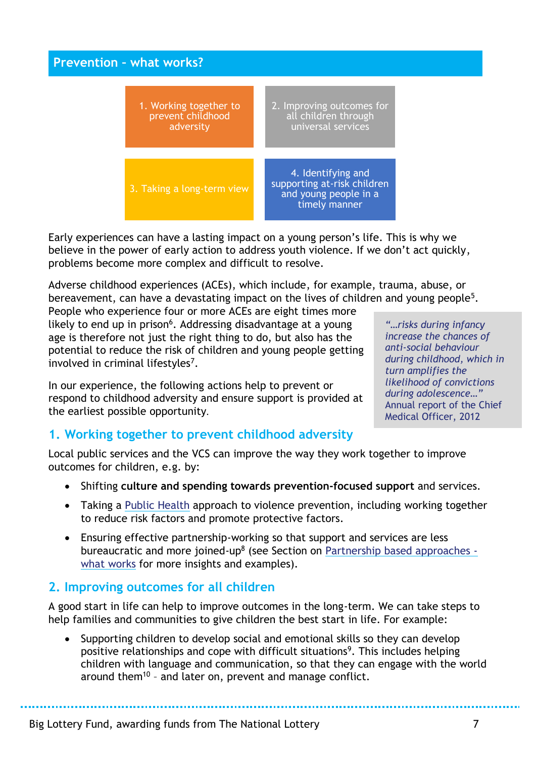## Prevention - what works?

1. Working together to prevent childhood adversity

2. Improving outcomes for all children through universal services

3. Taking a long-term view

4. Identifying and supporting at-risk children and young people in a timely manner

Early experiences can have a lasting impact on a young person's life. This is why we believe in the power of early action to address youth violence. If we don't act quickly, problems become more complex and difficult to resolve.

Adverse childhood experiences (ACEs), which include, for example, trauma, abuse, or bereavement, can have a devastating impact on the lives of children and young people[5]. People who experience four or more ACEs are eight times more likely to end up in prison[6]. Addressing disadvantage at a young age is therefore not just the right thing to do, but also has the potential to reduce the risk of children and young people getting involved in criminal lifestyles[7].

In our experience, the following actions help to prevent or respond to childhood adversity and ensure support is provided at the earliest possible opportunity.

> *"…risks during infancy increase the chances of anti-social behaviour during childhood, which in turn amplifies the likelihood of convictions during adolescence…"*
> Annual report of the Chief Medical Officer, 2012

### 1. Working together to prevent childhood adversity

Local public services and the VCS can improve the way they work together to improve outcomes for children, e.g. by:

- Shifting **culture and spending towards prevention-focused support** and services.
- Taking a Public Health approach to violence prevention, including working together to reduce risk factors and promote protective factors.
- Ensuring effective partnership-working so that support and services are less bureaucratic and more joined-up[8] (see Section on Partnership based approaches - what works for more insights and examples).

### 2. Improving outcomes for all children

A good start in life can help to improve outcomes in the long-term. We can take steps to help families and communities to give children the best start in life. For example:

- Supporting children to develop social and emotional skills so they can develop positive relationships and cope with difficult situations[9]. This includes helping children with language and communication, so that they can engage with the world around them[10] – and later on, prevent and manage conflict.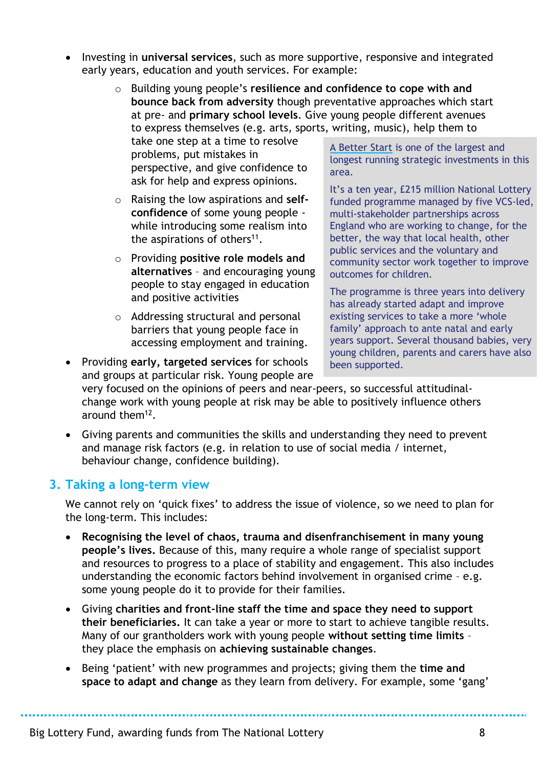- Investing in **universal services**, such as more supportive, responsive and integrated early years, education and youth services. For example:
  - Building young people's **resilience and confidence to cope with and bounce back from adversity** though preventative approaches which start at pre- and **primary school levels**. Give young people different avenues to express themselves (e.g. arts, sports, writing, music), help them to take one step at a time to resolve problems, put mistakes in perspective, and give confidence to ask for help and express opinions.
  - Raising the low aspirations and **self-confidence** of some young people - while introducing some realism into the aspirations of others[11].
  - Providing **positive role models and alternatives** – and encouraging young people to stay engaged in education and positive activities
  - Addressing structural and personal barriers that young people face in accessing employment and training.
- Providing **early, targeted services** for schools and groups at particular risk. Young people are very focused on the opinions of peers and near-peers, so successful attitudinal-change work with young people at risk may be able to positively influence others around them[12].
- Giving parents and communities the skills and understanding they need to prevent and manage risk factors (e.g. in relation to use of social media / internet, behaviour change, confidence building).

> A Better Start is one of the largest and longest running strategic investments in this area.
>
> It's a ten year, £215 million National Lottery funded programme managed by five VCS-led, multi-stakeholder partnerships across England who are working to change, for the better, the way that local health, other public services and the voluntary and community sector work together to improve outcomes for children.
>
> The programme is three years into delivery has already started adapt and improve existing services to take a more 'whole family' approach to ante natal and early years support. Several thousand babies, very young children, parents and carers have also been supported.

## 3. Taking a long-term view

We cannot rely on 'quick fixes' to address the issue of violence, so we need to plan for the long-term. This includes:

- **Recognising the level of chaos, trauma and disenfranchisement in many young people's lives.** Because of this, many require a whole range of specialist support and resources to progress to a place of stability and engagement. This also includes understanding the economic factors behind involvement in organised crime – e.g. some young people do it to provide for their families.
- Giving **charities and front-line staff the time and space they need to support their beneficiaries.** It can take a year or more to start to achieve tangible results. Many of our grantholders work with young people **without setting time limits** – they place the emphasis on **achieving sustainable changes**.
- Being 'patient' with new programmes and projects; giving them the **time and space to adapt and change** as they learn from delivery. For example, some 'gang'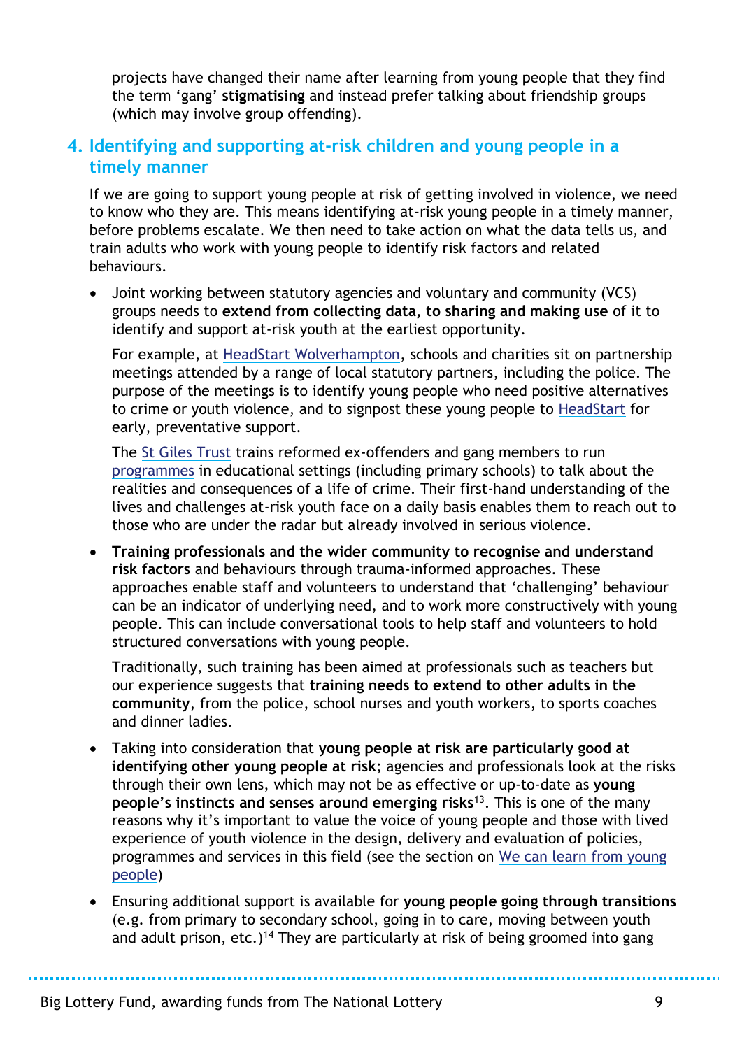projects have changed their name after learning from young people that they find the term 'gang' **stigmatising** and instead prefer talking about friendship groups (which may involve group offending).

## 4. Identifying and supporting at-risk children and young people in a timely manner

If we are going to support young people at risk of getting involved in violence, we need to know who they are. This means identifying at-risk young people in a timely manner, before problems escalate. We then need to take action on what the data tells us, and train adults who work with young people to identify risk factors and related behaviours.

- Joint working between statutory agencies and voluntary and community (VCS) groups needs to **extend from collecting data, to sharing and making use** of it to identify and support at-risk youth at the earliest opportunity.

  For example, at HeadStart Wolverhampton, schools and charities sit on partnership meetings attended by a range of local statutory partners, including the police. The purpose of the meetings is to identify young people who need positive alternatives to crime or youth violence, and to signpost these young people to HeadStart for early, preventative support.

  The St Giles Trust trains reformed ex-offenders and gang members to run programmes in educational settings (including primary schools) to talk about the realities and consequences of a life of crime. Their first-hand understanding of the lives and challenges at-risk youth face on a daily basis enables them to reach out to those who are under the radar but already involved in serious violence.

- **Training professionals and the wider community to recognise and understand risk factors** and behaviours through trauma-informed approaches. These approaches enable staff and volunteers to understand that 'challenging' behaviour can be an indicator of underlying need, and to work more constructively with young people. This can include conversational tools to help staff and volunteers to hold structured conversations with young people.

  Traditionally, such training has been aimed at professionals such as teachers but our experience suggests that **training needs to extend to other adults in the community**, from the police, school nurses and youth workers, to sports coaches and dinner ladies.

- Taking into consideration that **young people at risk are particularly good at identifying other young people at risk**; agencies and professionals look at the risks through their own lens, which may not be as effective or up-to-date as **young people's instincts and senses around emerging risks**[13]. This is one of the many reasons why it's important to value the voice of young people and those with lived experience of youth violence in the design, delivery and evaluation of policies, programmes and services in this field (see the section on We can learn from young people)

- Ensuring additional support is available for **young people going through transitions** (e.g. from primary to secondary school, going in to care, moving between youth and adult prison, etc.)[14] They are particularly at risk of being groomed into gang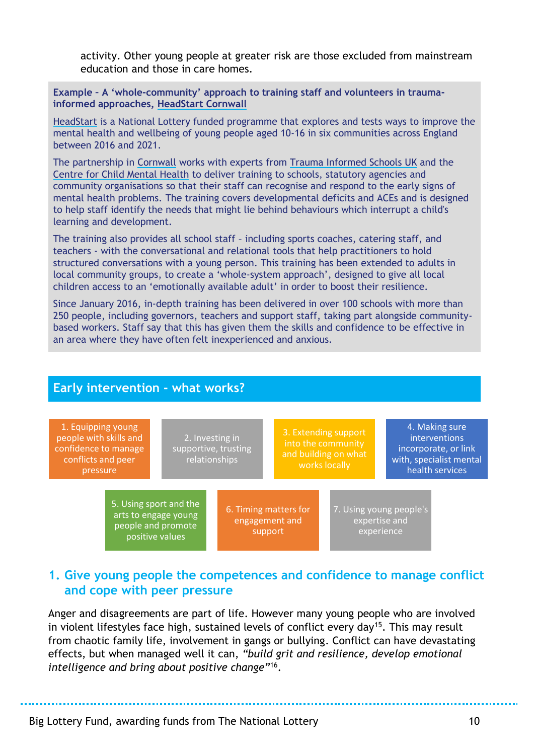activity. Other young people at greater risk are those excluded from mainstream education and those in care homes.

**Example – A 'whole-community' approach to training staff and volunteers in trauma-informed approaches, HeadStart Cornwall**

HeadStart is a National Lottery funded programme that explores and tests ways to improve the mental health and wellbeing of young people aged 10-16 in six communities across England between 2016 and 2021.

The partnership in Cornwall works with experts from Trauma Informed Schools UK and the Centre for Child Mental Health to deliver training to schools, statutory agencies and community organisations so that their staff can recognise and respond to the early signs of mental health problems. The training covers developmental deficits and ACEs and is designed to help staff identify the needs that might lie behind behaviours which interrupt a child's learning and development.

The training also provides all school staff – including sports coaches, catering staff, and teachers - with the conversational and relational tools that help practitioners to hold structured conversations with a young person. This training has been extended to adults in local community groups, to create a 'whole-system approach', designed to give all local children access to an 'emotionally available adult' in order to boost their resilience.

Since January 2016, in-depth training has been delivered in over 100 schools with more than 250 people, including governors, teachers and support staff, taking part alongside community-based workers. Staff say that this has given them the skills and confidence to be effective in an area where they have often felt inexperienced and anxious.

## Early intervention - what works?

1. Equipping young people with skills and confidence to manage conflicts and peer pressure
2. Investing in supportive, trusting relationships
3. Extending support into the community and building on what works locally
4. Making sure interventions incorporate, or link with, specialist mental health services
5. Using sport and the arts to engage young people and promote positive values
6. Timing matters for engagement and support
7. Using young people's expertise and experience

## 1. Give young people the competences and confidence to manage conflict and cope with peer pressure

Anger and disagreements are part of life. However many young people who are involved in violent lifestyles face high, sustained levels of conflict every day[15]. This may result from chaotic family life, involvement in gangs or bullying. Conflict can have devastating effects, but when managed well it can, *"build grit and resilience, develop emotional intelligence and bring about positive change"*[16].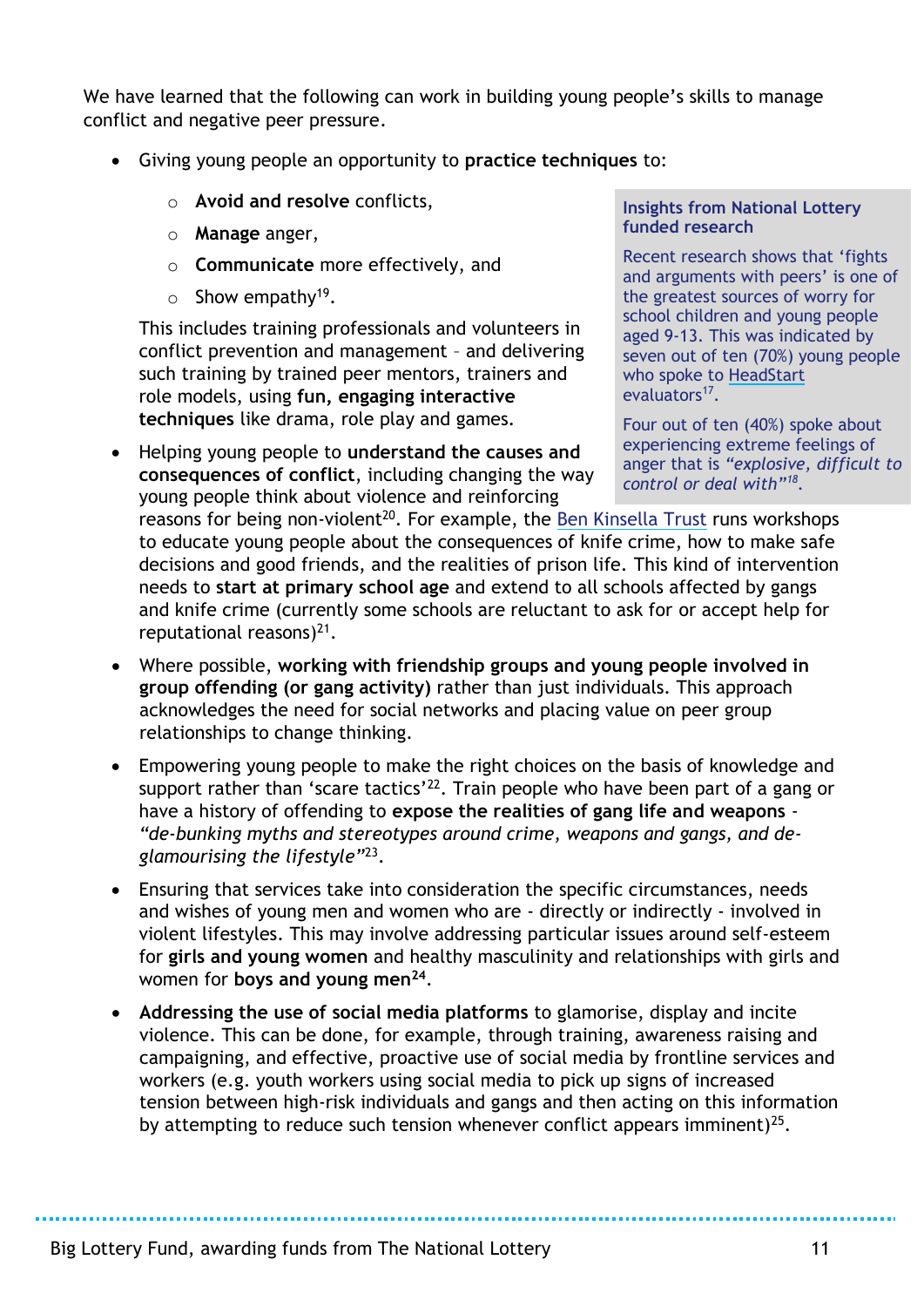We have learned that the following can work in building young people's skills to manage conflict and negative peer pressure.

- Giving young people an opportunity to **practice techniques** to:
  - **Avoid and resolve** conflicts,
  - **Manage** anger,
  - **Communicate** more effectively, and
  - Show empathy[19].

  This includes training professionals and volunteers in conflict prevention and management – and delivering such training by trained peer mentors, trainers and role models, using **fun, engaging interactive techniques** like drama, role play and games.

- Helping young people to **understand the causes and consequences of conflict**, including changing the way young people think about violence and reinforcing reasons for being non-violent[20]. For example, the Ben Kinsella Trust runs workshops to educate young people about the consequences of knife crime, how to make safe decisions and good friends, and the realities of prison life. This kind of intervention needs to **start at primary school age** and extend to all schools affected by gangs and knife crime (currently some schools are reluctant to ask for or accept help for reputational reasons)[21].

- Where possible, **working with friendship groups and young people involved in group offending (or gang activity)** rather than just individuals. This approach acknowledges the need for social networks and placing value on peer group relationships to change thinking.

- Empowering young people to make the right choices on the basis of knowledge and support rather than 'scare tactics'[22]. Train people who have been part of a gang or have a history of offending to **expose the realities of gang life and weapons** - *"de-bunking myths and stereotypes around crime, weapons and gangs, and de-glamourising the lifestyle"*[23].

- Ensuring that services take into consideration the specific circumstances, needs and wishes of young men and women who are - directly or indirectly - involved in violent lifestyles. This may involve addressing particular issues around self-esteem for **girls and young women** and healthy masculinity and relationships with girls and women for **boys and young men**[24].

- **Addressing the use of social media platforms** to glamorise, display and incite violence. This can be done, for example, through training, awareness raising and campaigning, and effective, proactive use of social media by frontline services and workers (e.g. youth workers using social media to pick up signs of increased tension between high-risk individuals and gangs and then acting on this information by attempting to reduce such tension whenever conflict appears imminent)[25].

> **Insights from National Lottery funded research**
>
> Recent research shows that 'fights and arguments with peers' is one of the greatest sources of worry for school children and young people aged 9-13. This was indicated by seven out of ten (70%) young people who spoke to HeadStart evaluators[17].
>
> Four out of ten (40%) spoke about experiencing extreme feelings of anger that is *"explosive, difficult to control or deal with"*[18].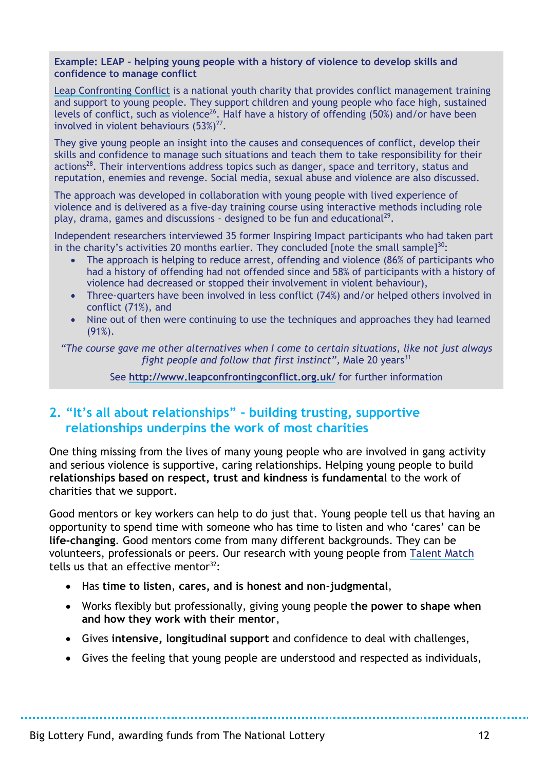**Example: LEAP - helping young people with a history of violence to develop skills and confidence to manage conflict**

Leap Confronting Conflict is a national youth charity that provides conflict management training and support to young people. They support children and young people who face high, sustained levels of conflict, such as violence[26]. Half have a history of offending (50%) and/or have been involved in violent behaviours (53%)[27].

They give young people an insight into the causes and consequences of conflict, develop their skills and confidence to manage such situations and teach them to take responsibility for their actions[28]. Their interventions address topics such as danger, space and territory, status and reputation, enemies and revenge. Social media, sexual abuse and violence are also discussed.

The approach was developed in collaboration with young people with lived experience of violence and is delivered as a five-day training course using interactive methods including role play, drama, games and discussions - designed to be fun and educational[29].

Independent researchers interviewed 35 former Inspiring Impact participants who had taken part in the charity's activities 20 months earlier. They concluded [note the small sample][30]:

- The approach is helping to reduce arrest, offending and violence (86% of participants who had a history of offending had not offended since and 58% of participants with a history of violence had decreased or stopped their involvement in violent behaviour),
- Three-quarters have been involved in less conflict (74%) and/or helped others involved in conflict (71%), and
- Nine out of then were continuing to use the techniques and approaches they had learned (91%).

*"The course gave me other alternatives when I come to certain situations, like not just always fight people and follow that first instinct",* Male 20 years[31]

See **http://www.leapconfrontingconflict.org.uk/** for further information

## 2. "It's all about relationships" – building trusting, supportive relationships underpins the work of most charities

One thing missing from the lives of many young people who are involved in gang activity and serious violence is supportive, caring relationships. Helping young people to build **relationships based on respect, trust and kindness is fundamental** to the work of charities that we support.

Good mentors or key workers can help to do just that. Young people tell us that having an opportunity to spend time with someone who has time to listen and who 'cares' can be **life-changing**. Good mentors come from many different backgrounds. They can be volunteers, professionals or peers. Our research with young people from Talent Match tells us that an effective mentor[32]:

- Has **time to listen**, **cares, and is honest and non-judgmental**,
- Works flexibly but professionally, giving young people t**he power to shape when and how they work with their mentor**,
- Gives **intensive, longitudinal support** and confidence to deal with challenges,
- Gives the feeling that young people are understood and respected as individuals,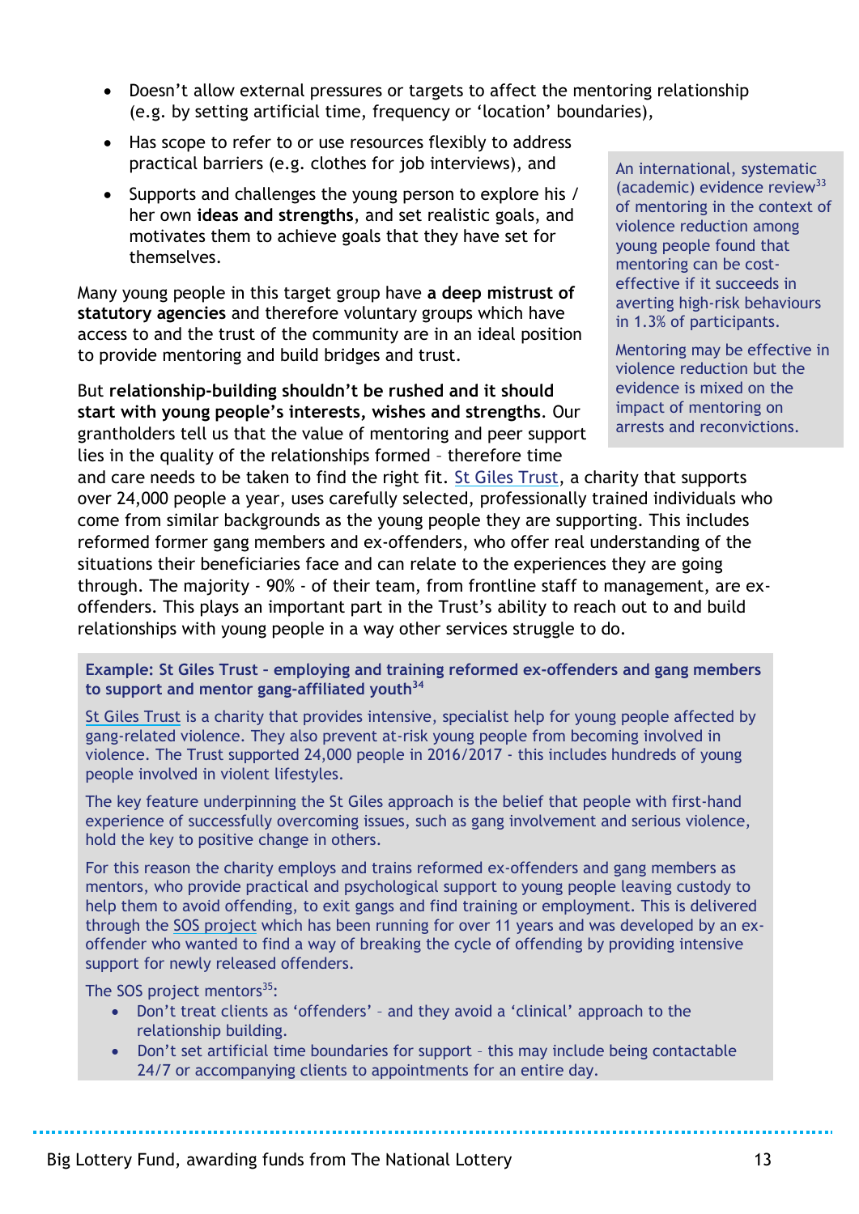- Doesn't allow external pressures or targets to affect the mentoring relationship (e.g. by setting artificial time, frequency or 'location' boundaries),
- Has scope to refer to or use resources flexibly to address practical barriers (e.g. clothes for job interviews), and
- Supports and challenges the young person to explore his / her own **ideas and strengths**, and set realistic goals, and motivates them to achieve goals that they have set for themselves.

Many young people in this target group have **a deep mistrust of statutory agencies** and therefore voluntary groups which have access to and the trust of the community are in an ideal position to provide mentoring and build bridges and trust.

But **relationship-building shouldn't be rushed and it should start with young people's interests, wishes and strengths**. Our grantholders tell us that the value of mentoring and peer support lies in the quality of the relationships formed – therefore time and care needs to be taken to find the right fit. St Giles Trust, a charity that supports over 24,000 people a year, uses carefully selected, professionally trained individuals who come from similar backgrounds as the young people they are supporting. This includes reformed former gang members and ex-offenders, who offer real understanding of the situations their beneficiaries face and can relate to the experiences they are going through. The majority - 90% - of their team, from frontline staff to management, are ex-offenders. This plays an important part in the Trust's ability to reach out to and build relationships with young people in a way other services struggle to do.

> An international, systematic (academic) evidence review[33] of mentoring in the context of violence reduction among young people found that mentoring can be cost-effective if it succeeds in averting high-risk behaviours in 1.3% of participants.
>
> Mentoring may be effective in violence reduction but the evidence is mixed on the impact of mentoring on arrests and reconvictions.

**Example: St Giles Trust – employing and training reformed ex-offenders and gang members to support and mentor gang-affiliated youth[34]**

St Giles Trust is a charity that provides intensive, specialist help for young people affected by gang-related violence. They also prevent at-risk young people from becoming involved in violence. The Trust supported 24,000 people in 2016/2017 - this includes hundreds of young people involved in violent lifestyles.

The key feature underpinning the St Giles approach is the belief that people with first-hand experience of successfully overcoming issues, such as gang involvement and serious violence, hold the key to positive change in others.

For this reason the charity employs and trains reformed ex-offenders and gang members as mentors, who provide practical and psychological support to young people leaving custody to help them to avoid offending, to exit gangs and find training or employment. This is delivered through the SOS project which has been running for over 11 years and was developed by an ex-offender who wanted to find a way of breaking the cycle of offending by providing intensive support for newly released offenders.

The SOS project mentors[35]:

- Don't treat clients as 'offenders' – and they avoid a 'clinical' approach to the relationship building.
- Don't set artificial time boundaries for support – this may include being contactable 24/7 or accompanying clients to appointments for an entire day.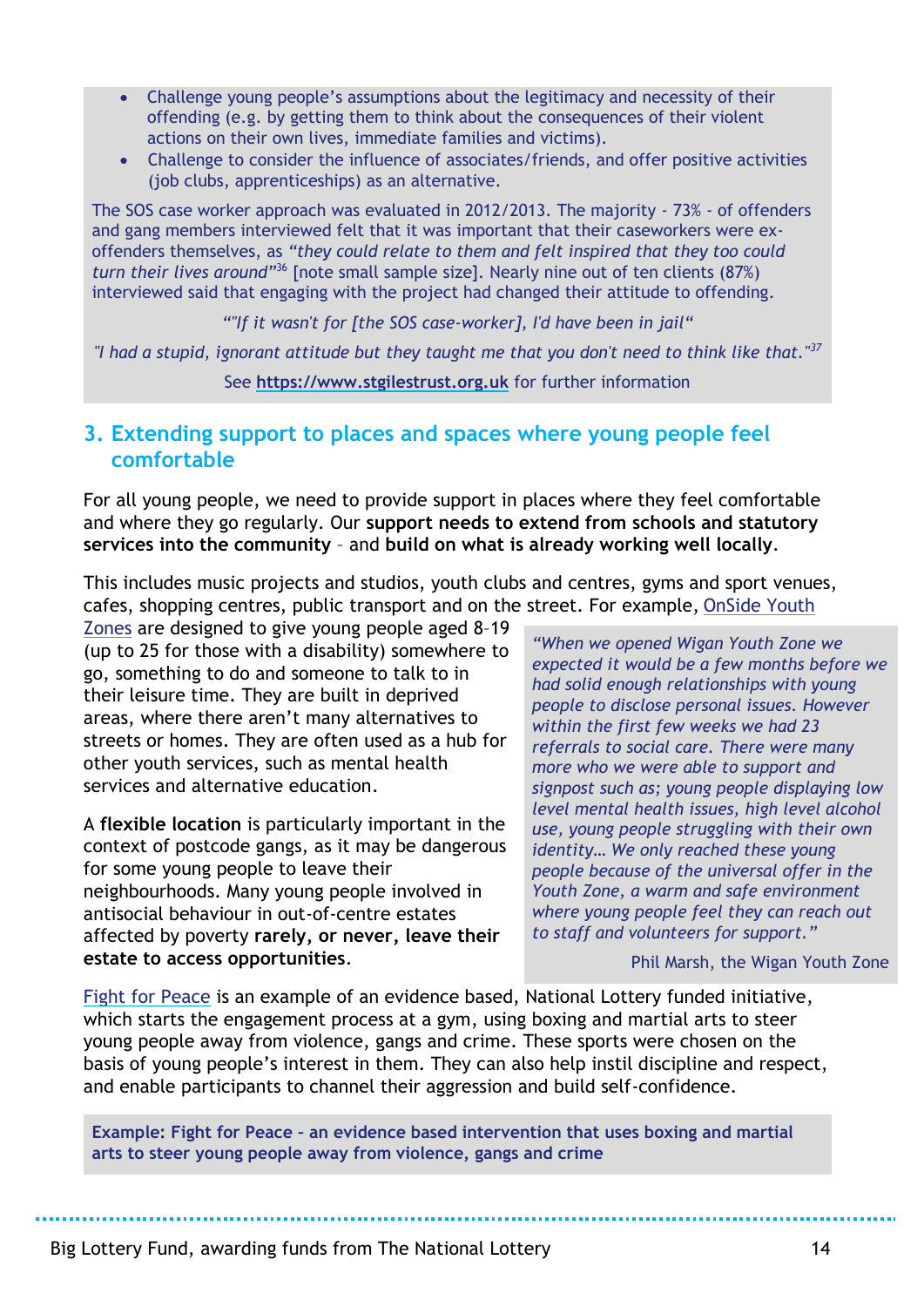- Challenge young people's assumptions about the legitimacy and necessity of their offending (e.g. by getting them to think about the consequences of their violent actions on their own lives, immediate families and victims).
- Challenge to consider the influence of associates/friends, and offer positive activities (job clubs, apprenticeships) as an alternative.

The SOS case worker approach was evaluated in 2012/2013. The majority - 73% - of offenders and gang members interviewed felt that it was important that their caseworkers were ex-offenders themselves, as *"they could relate to them and felt inspired that they too could turn their lives around"*[36] [note small sample size]. Nearly nine out of ten clients (87%) interviewed said that engaging with the project had changed their attitude to offending.

*""If it wasn't for [the SOS case-worker], I'd have been in jail"*

*"I had a stupid, ignorant attitude but they taught me that you don't need to think like that."*[37]

See **https://www.stgilestrust.org.uk** for further information

## 3. Extending support to places and spaces where young people feel comfortable

For all young people, we need to provide support in places where they feel comfortable and where they go regularly. Our **support needs to extend from schools and statutory services into the community** – and **build on what is already working well locally**.

This includes music projects and studios, youth clubs and centres, gyms and sport venues, cafes, shopping centres, public transport and on the street. For example, OnSide Youth Zones are designed to give young people aged 8–19 (up to 25 for those with a disability) somewhere to go, something to do and someone to talk to in their leisure time. They are built in deprived areas, where there aren't many alternatives to streets or homes. They are often used as a hub for other youth services, such as mental health services and alternative education.

A **flexible location** is particularly important in the context of postcode gangs, as it may be dangerous for some young people to leave their neighbourhoods. Many young people involved in antisocial behaviour in out-of-centre estates affected by poverty **rarely, or never, leave their estate to access opportunities**.

> *"When we opened Wigan Youth Zone we expected it would be a few months before we had solid enough relationships with young people to disclose personal issues. However within the first few weeks we had 23 referrals to social care. There were many more who we were able to support and signpost such as; young people displaying low level mental health issues, high level alcohol use, young people struggling with their own identity… We only reached these young people because of the universal offer in the Youth Zone, a warm and safe environment where young people feel they can reach out to staff and volunteers for support."*
>
> Phil Marsh, the Wigan Youth Zone

Fight for Peace is an example of an evidence based, National Lottery funded initiative, which starts the engagement process at a gym, using boxing and martial arts to steer young people away from violence, gangs and crime. These sports were chosen on the basis of young people's interest in them. They can also help instil discipline and respect, and enable participants to channel their aggression and build self-confidence.

**Example: Fight for Peace – an evidence based intervention that uses boxing and martial arts to steer young people away from violence, gangs and crime**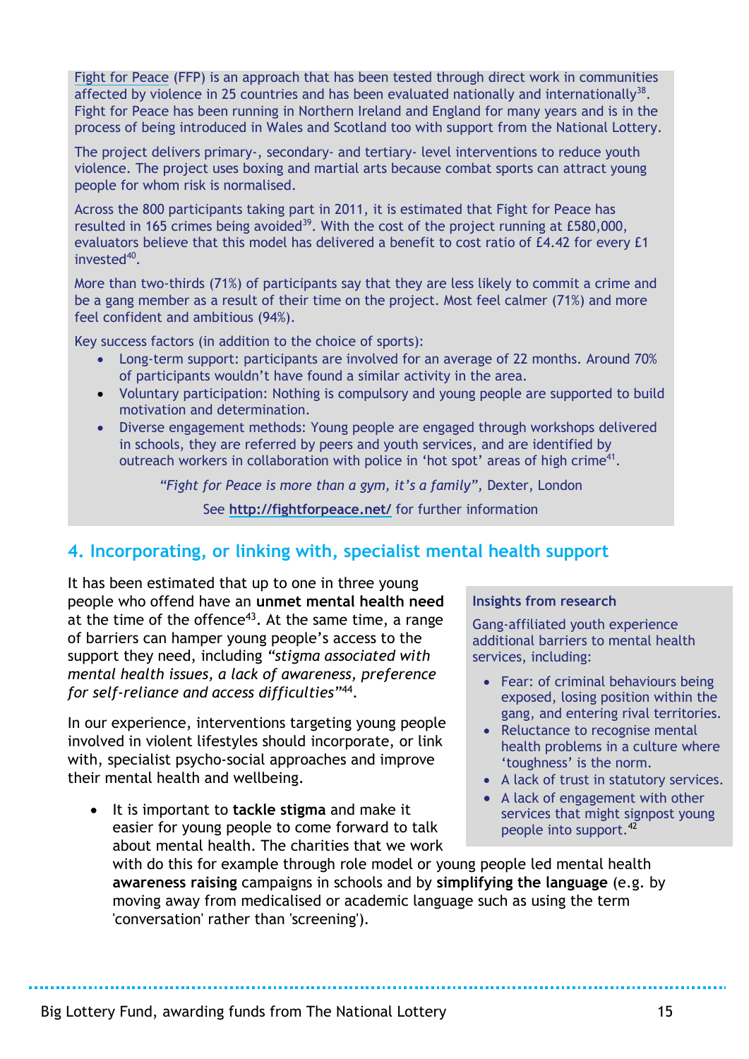Fight for Peace (FFP) is an approach that has been tested through direct work in communities affected by violence in 25 countries and has been evaluated nationally and internationally[38]. Fight for Peace has been running in Northern Ireland and England for many years and is in the process of being introduced in Wales and Scotland too with support from the National Lottery.

The project delivers primary-, secondary- and tertiary- level interventions to reduce youth violence. The project uses boxing and martial arts because combat sports can attract young people for whom risk is normalised.

Across the 800 participants taking part in 2011, it is estimated that Fight for Peace has resulted in 165 crimes being avoided[39]. With the cost of the project running at £580,000, evaluators believe that this model has delivered a benefit to cost ratio of £4.42 for every £1 invested[40].

More than two-thirds (71%) of participants say that they are less likely to commit a crime and be a gang member as a result of their time on the project. Most feel calmer (71%) and more feel confident and ambitious (94%).

Key success factors (in addition to the choice of sports):

- Long-term support: participants are involved for an average of 22 months. Around 70% of participants wouldn't have found a similar activity in the area.
- Voluntary participation: Nothing is compulsory and young people are supported to build motivation and determination.
- Diverse engagement methods: Young people are engaged through workshops delivered in schools, they are referred by peers and youth services, and are identified by outreach workers in collaboration with police in 'hot spot' areas of high crime[41].

*"Fight for Peace is more than a gym, it's a family"*, Dexter, London

See **http://fightforpeace.net/** for further information

## 4. Incorporating, or linking with, specialist mental health support

It has been estimated that up to one in three young people who offend have an **unmet mental health need** at the time of the offence[43]. At the same time, a range of barriers can hamper young people's access to the support they need, including *"stigma associated with mental health issues, a lack of awareness, preference for self-reliance and access difficulties"*[44].

In our experience, interventions targeting young people involved in violent lifestyles should incorporate, or link with, specialist psycho-social approaches and improve their mental health and wellbeing.

- It is important to **tackle stigma** and make it easier for young people to come forward to talk about mental health. The charities that we work with do this for example through role model or young people led mental health **awareness raising** campaigns in schools and by **simplifying the language** (e.g. by moving away from medicalised or academic language such as using the term 'conversation' rather than 'screening').

**Insights from research**

Gang-affiliated youth experience additional barriers to mental health services, including:

- Fear: of criminal behaviours being exposed, losing position within the gang, and entering rival territories.
- Reluctance to recognise mental health problems in a culture where 'toughness' is the norm.
- A lack of trust in statutory services.
- A lack of engagement with other services that might signpost young people into support.[42]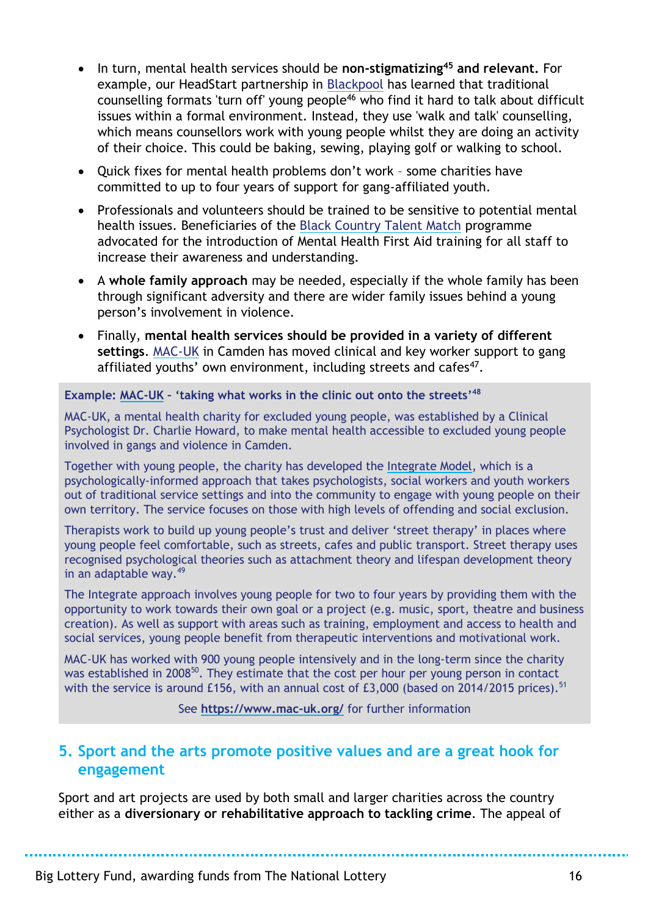- In turn, mental health services should be **non-stigmatizing[45] and relevant.** For example, our HeadStart partnership in Blackpool has learned that traditional counselling formats 'turn off' young people[46] who find it hard to talk about difficult issues within a formal environment. Instead, they use 'walk and talk' counselling, which means counsellors work with young people whilst they are doing an activity of their choice. This could be baking, sewing, playing golf or walking to school.
- Quick fixes for mental health problems don't work – some charities have committed to up to four years of support for gang-affiliated youth.
- Professionals and volunteers should be trained to be sensitive to potential mental health issues. Beneficiaries of the Black Country Talent Match programme advocated for the introduction of Mental Health First Aid training for all staff to increase their awareness and understanding.
- A **whole family approach** may be needed, especially if the whole family has been through significant adversity and there are wider family issues behind a young person's involvement in violence.
- Finally, **mental health services should be provided in a variety of different settings**. MAC-UK in Camden has moved clinical and key worker support to gang affiliated youths' own environment, including streets and cafes[47].

**Example: MAC-UK – 'taking what works in the clinic out onto the streets'[48]**

MAC-UK, a mental health charity for excluded young people, was established by a Clinical Psychologist Dr. Charlie Howard, to make mental health accessible to excluded young people involved in gangs and violence in Camden.

Together with young people, the charity has developed the Integrate Model, which is a psychologically-informed approach that takes psychologists, social workers and youth workers out of traditional service settings and into the community to engage with young people on their own territory. The service focuses on those with high levels of offending and social exclusion.

Therapists work to build up young people's trust and deliver 'street therapy' in places where young people feel comfortable, such as streets, cafes and public transport. Street therapy uses recognised psychological theories such as attachment theory and lifespan development theory in an adaptable way.[49]

The Integrate approach involves young people for two to four years by providing them with the opportunity to work towards their own goal or a project (e.g. music, sport, theatre and business creation). As well as support with areas such as training, employment and access to health and social services, young people benefit from therapeutic interventions and motivational work.

MAC-UK has worked with 900 young people intensively and in the long-term since the charity was established in 2008[50]. They estimate that the cost per hour per young person in contact with the service is around £156, with an annual cost of £3,000 (based on 2014/2015 prices).[51]

See **https://www.mac-uk.org/** for further information

## 5. Sport and the arts promote positive values and are a great hook for engagement

Sport and art projects are used by both small and larger charities across the country either as a **diversionary or rehabilitative approach to tackling crime**. The appeal of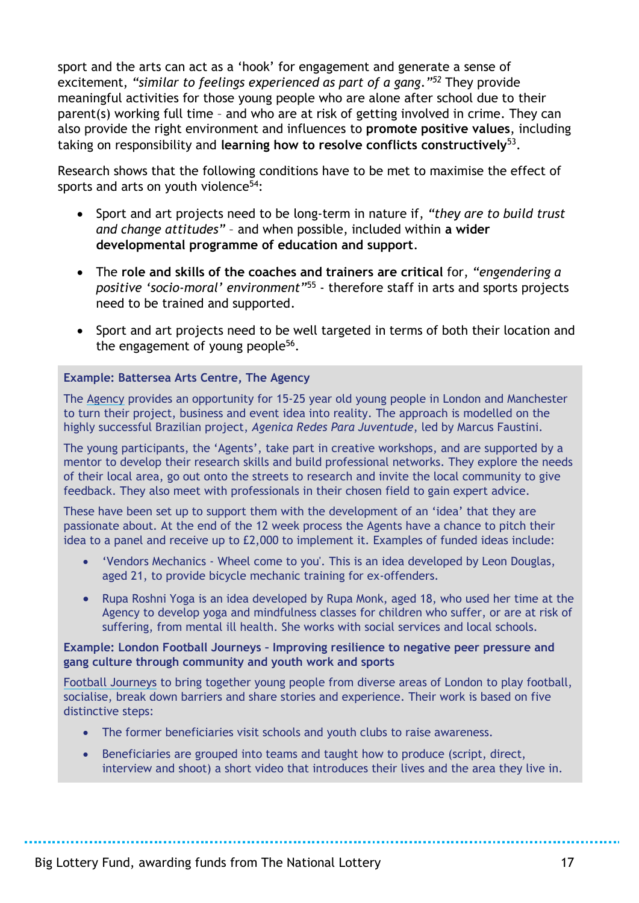sport and the arts can act as a 'hook' for engagement and generate a sense of excitement, *"similar to feelings experienced as part of a gang."*[52] They provide meaningful activities for those young people who are alone after school due to their parent(s) working full time – and who are at risk of getting involved in crime. They can also provide the right environment and influences to **promote positive values**, including taking on responsibility and **learning how to resolve conflicts constructively**[53].

Research shows that the following conditions have to be met to maximise the effect of sports and arts on youth violence[54]:

- Sport and art projects need to be long-term in nature if, *"they are to build trust and change attitudes"* – and when possible, included within **a wider developmental programme of education and support**.
- The **role and skills of the coaches and trainers are critical** for, *"engendering a positive 'socio-moral' environment"*[55] - therefore staff in arts and sports projects need to be trained and supported.
- Sport and art projects need to be well targeted in terms of both their location and the engagement of young people[56].

**Example: Battersea Arts Centre, The Agency**

The Agency provides an opportunity for 15-25 year old young people in London and Manchester to turn their project, business and event idea into reality. The approach is modelled on the highly successful Brazilian project, *Agenica Redes Para Juventude*, led by Marcus Faustini.

The young participants, the 'Agents', take part in creative workshops, and are supported by a mentor to develop their research skills and build professional networks. They explore the needs of their local area, go out onto the streets to research and invite the local community to give feedback. They also meet with professionals in their chosen field to gain expert advice.

These have been set up to support them with the development of an 'idea' that they are passionate about. At the end of the 12 week process the Agents have a chance to pitch their idea to a panel and receive up to £2,000 to implement it. Examples of funded ideas include:

- 'Vendors Mechanics - Wheel come to you'. This is an idea developed by Leon Douglas, aged 21, to provide bicycle mechanic training for ex-offenders.
- Rupa Roshni Yoga is an idea developed by Rupa Monk, aged 18, who used her time at the Agency to develop yoga and mindfulness classes for children who suffer, or are at risk of suffering, from mental ill health. She works with social services and local schools.

**Example: London Football Journeys – Improving resilience to negative peer pressure and gang culture through community and youth work and sports**

Football Journeys to bring together young people from diverse areas of London to play football, socialise, break down barriers and share stories and experience. Their work is based on five distinctive steps:

- The former beneficiaries visit schools and youth clubs to raise awareness.
- Beneficiaries are grouped into teams and taught how to produce (script, direct, interview and shoot) a short video that introduces their lives and the area they live in.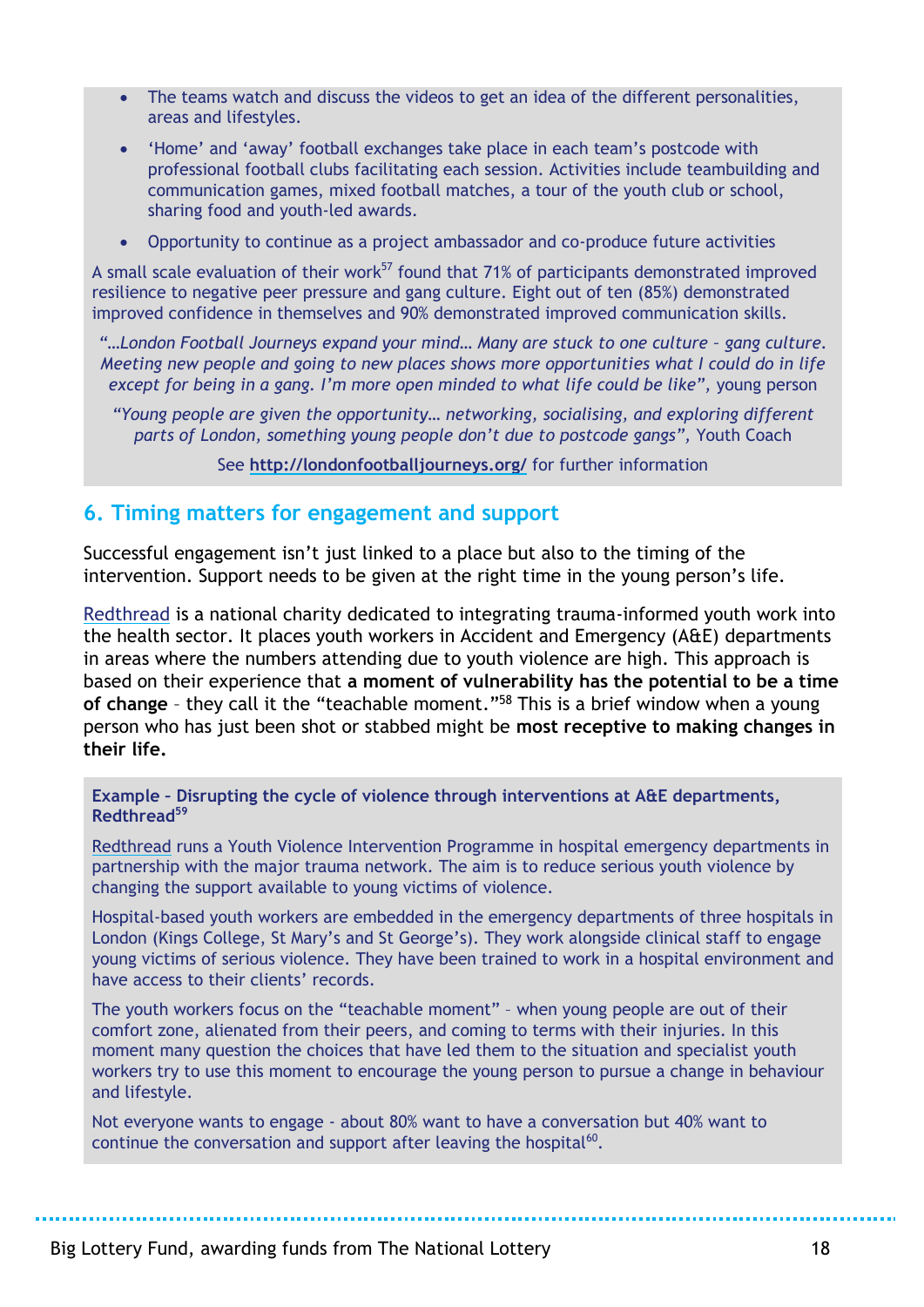- The teams watch and discuss the videos to get an idea of the different personalities, areas and lifestyles.
- 'Home' and 'away' football exchanges take place in each team's postcode with professional football clubs facilitating each session. Activities include teambuilding and communication games, mixed football matches, a tour of the youth club or school, sharing food and youth-led awards.
- Opportunity to continue as a project ambassador and co-produce future activities

A small scale evaluation of their work[57] found that 71% of participants demonstrated improved resilience to negative peer pressure and gang culture. Eight out of ten (85%) demonstrated improved confidence in themselves and 90% demonstrated improved communication skills.

*"…London Football Journeys expand your mind… Many are stuck to one culture – gang culture. Meeting new people and going to new places shows more opportunities what I could do in life except for being in a gang. I'm more open minded to what life could be like"*, young person

*"Young people are given the opportunity… networking, socialising, and exploring different parts of London, something young people don't due to postcode gangs"*, Youth Coach

See **http://londonfootballjourneys.org/** for further information

## 6. Timing matters for engagement and support

Successful engagement isn't just linked to a place but also to the timing of the intervention. Support needs to be given at the right time in the young person's life.

Redthread is a national charity dedicated to integrating trauma-informed youth work into the health sector. It places youth workers in Accident and Emergency (A&E) departments in areas where the numbers attending due to youth violence are high. This approach is based on their experience that **a moment of vulnerability has the potential to be a time of change** – they call it the "teachable moment."[58] This is a brief window when a young person who has just been shot or stabbed might be **most receptive to making changes in their life.**

**Example – Disrupting the cycle of violence through interventions at A&E departments, Redthread[59]**

Redthread runs a Youth Violence Intervention Programme in hospital emergency departments in partnership with the major trauma network. The aim is to reduce serious youth violence by changing the support available to young victims of violence.

Hospital-based youth workers are embedded in the emergency departments of three hospitals in London (Kings College, St Mary's and St George's). They work alongside clinical staff to engage young victims of serious violence. They have been trained to work in a hospital environment and have access to their clients' records.

The youth workers focus on the "teachable moment" – when young people are out of their comfort zone, alienated from their peers, and coming to terms with their injuries. In this moment many question the choices that have led them to the situation and specialist youth workers try to use this moment to encourage the young person to pursue a change in behaviour and lifestyle.

Not everyone wants to engage - about 80% want to have a conversation but 40% want to continue the conversation and support after leaving the hospital[60].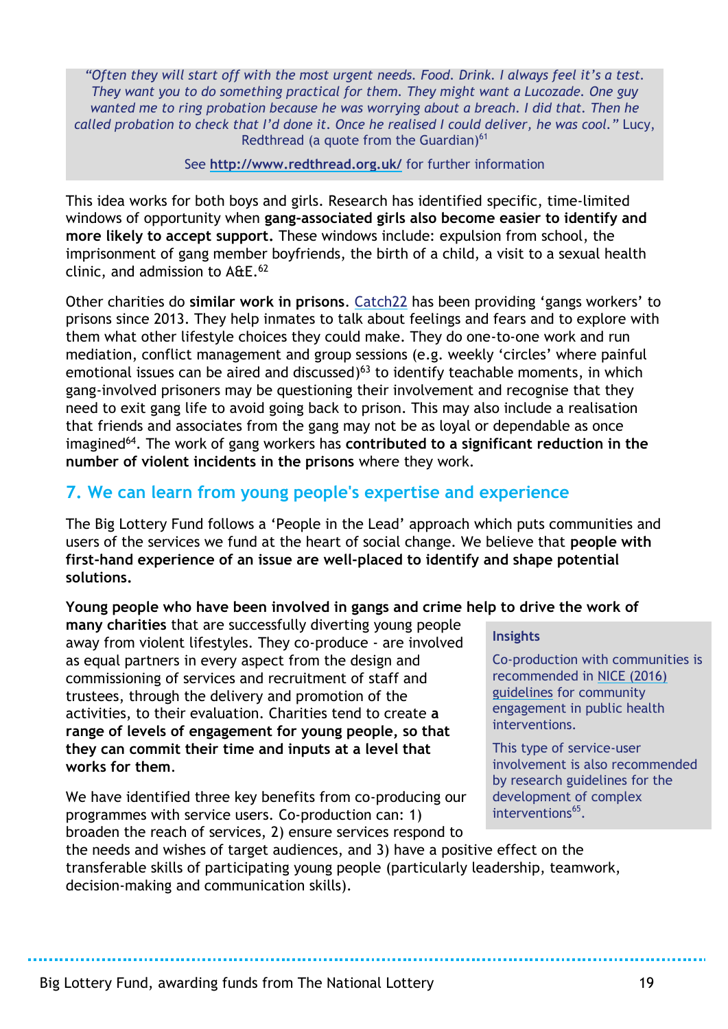> *"Often they will start off with the most urgent needs. Food. Drink. I always feel it's a test. They want you to do something practical for them. They might want a Lucozade. One guy wanted me to ring probation because he was worrying about a breach. I did that. Then he called probation to check that I'd done it. Once he realised I could deliver, he was cool."* Lucy, Redthread (a quote from the Guardian)[61]
>
> See **http://www.redthread.org.uk/** for further information

This idea works for both boys and girls. Research has identified specific, time-limited windows of opportunity when **gang-associated girls also become easier to identify and more likely to accept support.** These windows include: expulsion from school, the imprisonment of gang member boyfriends, the birth of a child, a visit to a sexual health clinic, and admission to A&E.[62]

Other charities do **similar work in prisons**. Catch22 has been providing 'gangs workers' to prisons since 2013. They help inmates to talk about feelings and fears and to explore with them what other lifestyle choices they could make. They do one-to-one work and run mediation, conflict management and group sessions (e.g. weekly 'circles' where painful emotional issues can be aired and discussed)[63] to identify teachable moments, in which gang-involved prisoners may be questioning their involvement and recognise that they need to exit gang life to avoid going back to prison. This may also include a realisation that friends and associates from the gang may not be as loyal or dependable as once imagined[64]. The work of gang workers has **contributed to a significant reduction in the number of violent incidents in the prisons** where they work.

## 7. We can learn from young people's expertise and experience

The Big Lottery Fund follows a 'People in the Lead' approach which puts communities and users of the services we fund at the heart of social change. We believe that **people with first-hand experience of an issue are well-placed to identify and shape potential solutions.**

**Young people who have been involved in gangs and crime help to drive the work of many charities** that are successfully diverting young people away from violent lifestyles. They co-produce - are involved as equal partners in every aspect from the design and commissioning of services and recruitment of staff and trustees, through the delivery and promotion of the activities, to their evaluation. Charities tend to create **a range of levels of engagement for young people, so that they can commit their time and inputs at a level that works for them**.

> **Insights**
>
> Co-production with communities is recommended in NICE (2016) guidelines for community engagement in public health interventions.
>
> This type of service-user involvement is also recommended by research guidelines for the development of complex interventions[65].

We have identified three key benefits from co-producing our programmes with service users. Co-production can: 1) broaden the reach of services, 2) ensure services respond to the needs and wishes of target audiences, and 3) have a positive effect on the transferable skills of participating young people (particularly leadership, teamwork, decision-making and communication skills).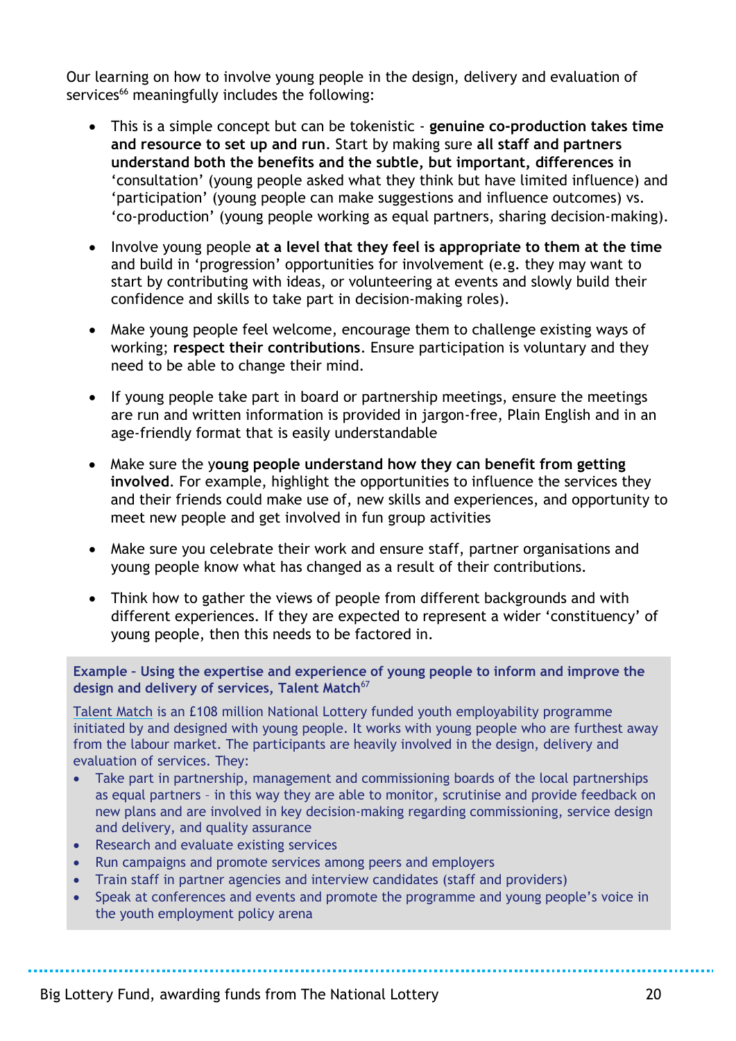Our learning on how to involve young people in the design, delivery and evaluation of services[66] meaningfully includes the following:

- This is a simple concept but can be tokenistic - **genuine co-production takes time and resource to set up and run**. Start by making sure **all staff and partners understand both the benefits and the subtle, but important, differences in** 'consultation' (young people asked what they think but have limited influence) and 'participation' (young people can make suggestions and influence outcomes) vs. 'co-production' (young people working as equal partners, sharing decision-making).
- Involve young people **at a level that they feel is appropriate to them at the time** and build in 'progression' opportunities for involvement (e.g. they may want to start by contributing with ideas, or volunteering at events and slowly build their confidence and skills to take part in decision-making roles).
- Make young people feel welcome, encourage them to challenge existing ways of working; **respect their contributions**. Ensure participation is voluntary and they need to be able to change their mind.
- If young people take part in board or partnership meetings, ensure the meetings are run and written information is provided in jargon-free, Plain English and in an age-friendly format that is easily understandable
- Make sure the **young people understand how they can benefit from getting involved**. For example, highlight the opportunities to influence the services they and their friends could make use of, new skills and experiences, and opportunity to meet new people and get involved in fun group activities
- Make sure you celebrate their work and ensure staff, partner organisations and young people know what has changed as a result of their contributions.
- Think how to gather the views of people from different backgrounds and with different experiences. If they are expected to represent a wider 'constituency' of young people, then this needs to be factored in.

**Example – Using the expertise and experience of young people to inform and improve the design and delivery of services, Talent Match**[67]

Talent Match is an £108 million National Lottery funded youth employability programme initiated by and designed with young people. It works with young people who are furthest away from the labour market. The participants are heavily involved in the design, delivery and evaluation of services. They:

- Take part in partnership, management and commissioning boards of the local partnerships as equal partners – in this way they are able to monitor, scrutinise and provide feedback on new plans and are involved in key decision-making regarding commissioning, service design and delivery, and quality assurance
- Research and evaluate existing services
- Run campaigns and promote services among peers and employers
- Train staff in partner agencies and interview candidates (staff and providers)
- Speak at conferences and events and promote the programme and young people's voice in the youth employment policy arena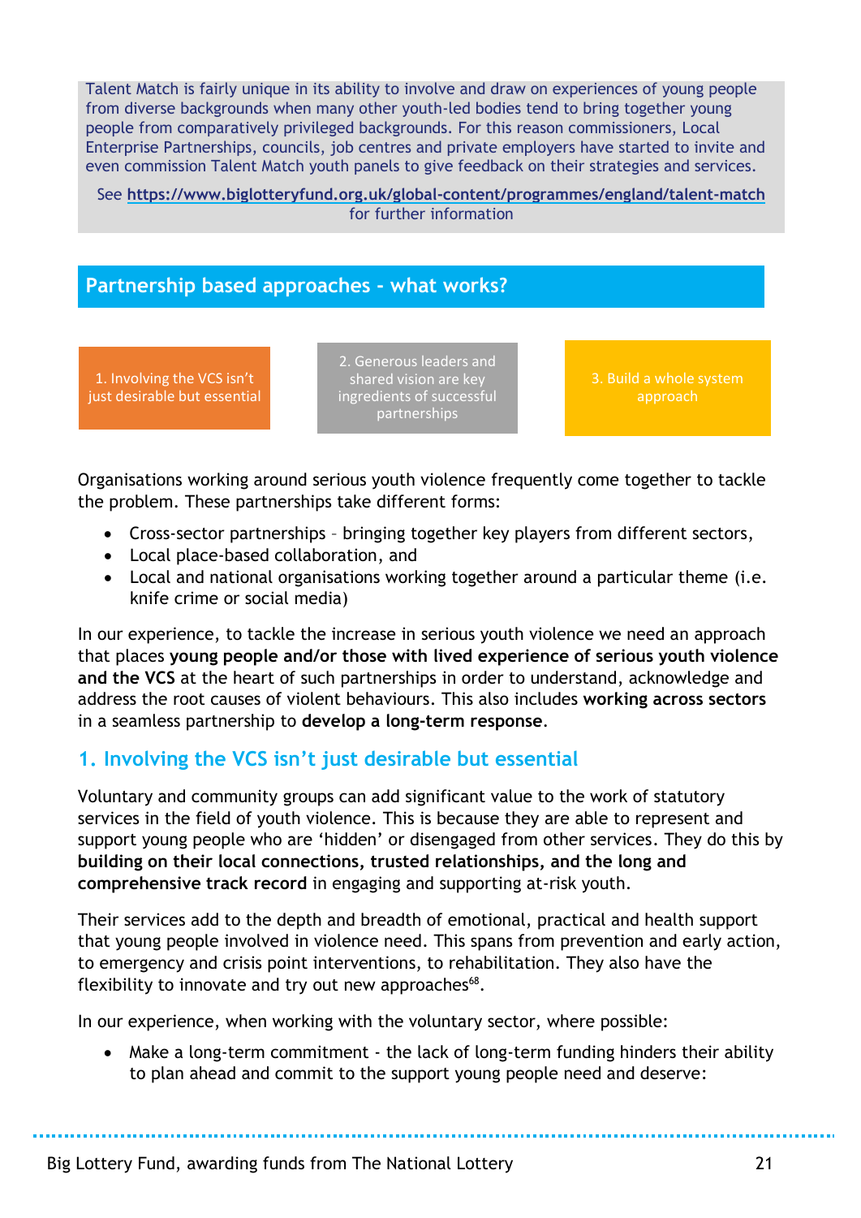Talent Match is fairly unique in its ability to involve and draw on experiences of young people from diverse backgrounds when many other youth-led bodies tend to bring together young people from comparatively privileged backgrounds. For this reason commissioners, Local Enterprise Partnerships, councils, job centres and private employers have started to invite and even commission Talent Match youth panels to give feedback on their strategies and services.

See **https://www.biglotteryfund.org.uk/global-content/programmes/england/talent-match** for further information

## Partnership based approaches - what works?

1. Involving the VCS isn't just desirable but essential

2. Generous leaders and shared vision are key ingredients of successful partnerships

3. Build a whole system approach

Organisations working around serious youth violence frequently come together to tackle the problem. These partnerships take different forms:

- Cross-sector partnerships – bringing together key players from different sectors,
- Local place-based collaboration, and
- Local and national organisations working together around a particular theme (i.e. knife crime or social media)

In our experience, to tackle the increase in serious youth violence we need an approach that places **young people and/or those with lived experience of serious youth violence and the VCS** at the heart of such partnerships in order to understand, acknowledge and address the root causes of violent behaviours. This also includes **working across sectors** in a seamless partnership to **develop a long-term response**.

### 1. Involving the VCS isn't just desirable but essential

Voluntary and community groups can add significant value to the work of statutory services in the field of youth violence. This is because they are able to represent and support young people who are 'hidden' or disengaged from other services. They do this by **building on their local connections, trusted relationships, and the long and comprehensive track record** in engaging and supporting at-risk youth.

Their services add to the depth and breadth of emotional, practical and health support that young people involved in violence need. This spans from prevention and early action, to emergency and crisis point interventions, to rehabilitation. They also have the flexibility to innovate and try out new approaches[68].

In our experience, when working with the voluntary sector, where possible:

- Make a long-term commitment - the lack of long-term funding hinders their ability to plan ahead and commit to the support young people need and deserve: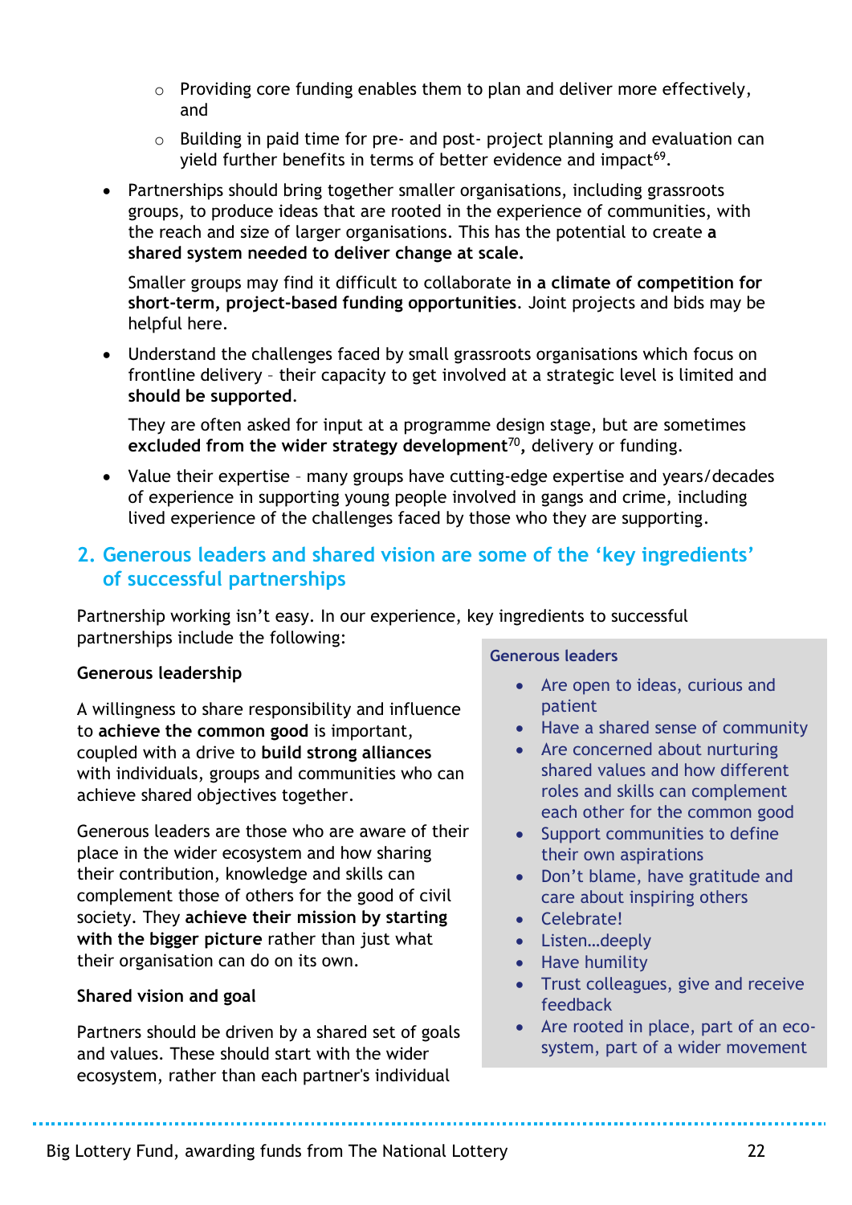- Providing core funding enables them to plan and deliver more effectively, and
  - Building in paid time for pre- and post- project planning and evaluation can yield further benefits in terms of better evidence and impact[69].

- Partnerships should bring together smaller organisations, including grassroots groups, to produce ideas that are rooted in the experience of communities, with the reach and size of larger organisations. This has the potential to create **a shared system needed to deliver change at scale.**

  Smaller groups may find it difficult to collaborate **in a climate of competition for short-term, project-based funding opportunities**. Joint projects and bids may be helpful here.

- Understand the challenges faced by small grassroots organisations which focus on frontline delivery – their capacity to get involved at a strategic level is limited and **should be supported**.

  They are often asked for input at a programme design stage, but are sometimes **excluded from the wider strategy development**[70]**,** delivery or funding.

- Value their expertise – many groups have cutting-edge expertise and years/decades of experience in supporting young people involved in gangs and crime, including lived experience of the challenges faced by those who they are supporting.

## 2. Generous leaders and shared vision are some of the 'key ingredients' of successful partnerships

Partnership working isn't easy. In our experience, key ingredients to successful partnerships include the following:

**Generous leadership**

A willingness to share responsibility and influence to **achieve the common good** is important, coupled with a drive to **build strong alliances** with individuals, groups and communities who can achieve shared objectives together.

Generous leaders are those who are aware of their place in the wider ecosystem and how sharing their contribution, knowledge and skills can complement those of others for the good of civil society. They **achieve their mission by starting with the bigger picture** rather than just what their organisation can do on its own.

**Shared vision and goal**

Partners should be driven by a shared set of goals and values. These should start with the wider ecosystem, rather than each partner's individual

**Generous leaders**

- Are open to ideas, curious and patient
- Have a shared sense of community
- Are concerned about nurturing shared values and how different roles and skills can complement each other for the common good
- Support communities to define their own aspirations
- Don't blame, have gratitude and care about inspiring others
- Celebrate!
- Listen…deeply
- Have humility
- Trust colleagues, give and receive feedback
- Are rooted in place, part of an eco-system, part of a wider movement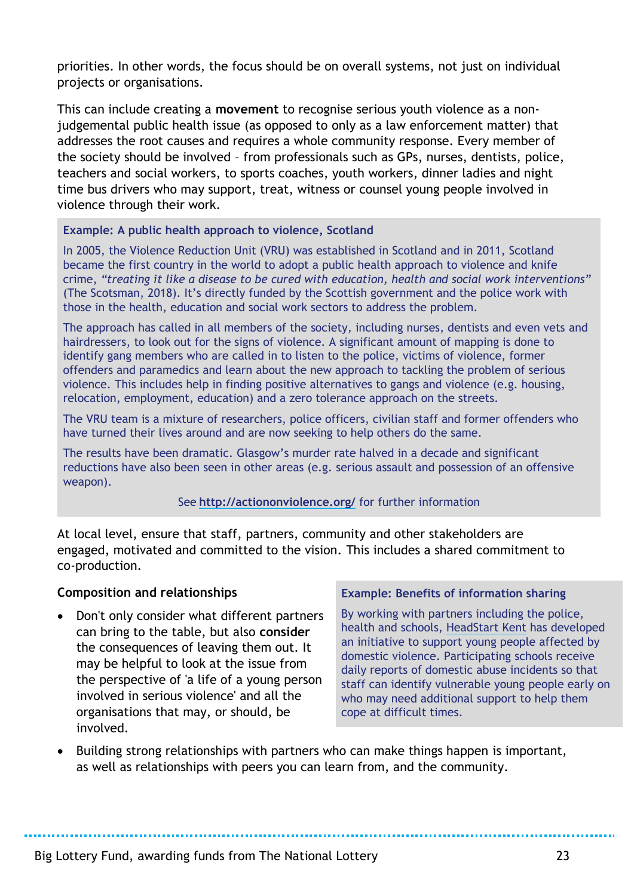priorities. In other words, the focus should be on overall systems, not just on individual projects or organisations.

This can include creating a **movement** to recognise serious youth violence as a non-judgemental public health issue (as opposed to only as a law enforcement matter) that addresses the root causes and requires a whole community response. Every member of the society should be involved – from professionals such as GPs, nurses, dentists, police, teachers and social workers, to sports coaches, youth workers, dinner ladies and night time bus drivers who may support, treat, witness or counsel young people involved in violence through their work.

> **Example: A public health approach to violence, Scotland**
>
> In 2005, the Violence Reduction Unit (VRU) was established in Scotland and in 2011, Scotland became the first country in the world to adopt a public health approach to violence and knife crime, *"treating it like a disease to be cured with education, health and social work interventions"* (The Scotsman, 2018). It's directly funded by the Scottish government and the police work with those in the health, education and social work sectors to address the problem.
>
> The approach has called in all members of the society, including nurses, dentists and even vets and hairdressers, to look out for the signs of violence. A significant amount of mapping is done to identify gang members who are called in to listen to the police, victims of violence, former offenders and paramedics and learn about the new approach to tackling the problem of serious violence. This includes help in finding positive alternatives to gangs and violence (e.g. housing, relocation, employment, education) and a zero tolerance approach on the streets.
>
> The VRU team is a mixture of researchers, police officers, civilian staff and former offenders who have turned their lives around and are now seeking to help others do the same.
>
> The results have been dramatic. Glasgow's murder rate halved in a decade and significant reductions have also been seen in other areas (e.g. serious assault and possession of an offensive weapon).
>
> See **http://actiononviolence.org/** for further information

At local level, ensure that staff, partners, community and other stakeholders are engaged, motivated and committed to the vision. This includes a shared commitment to co-production.

**Composition and relationships**

- Don't only consider what different partners can bring to the table, but also **consider** the consequences of leaving them out. It may be helpful to look at the issue from the perspective of 'a life of a young person involved in serious violence' and all the organisations that may, or should, be involved.

> **Example: Benefits of information sharing**
>
> By working with partners including the police, health and schools, HeadStart Kent has developed an initiative to support young people affected by domestic violence. Participating schools receive daily reports of domestic abuse incidents so that staff can identify vulnerable young people early on who may need additional support to help them cope at difficult times.

- Building strong relationships with partners who can make things happen is important, as well as relationships with peers you can learn from, and the community.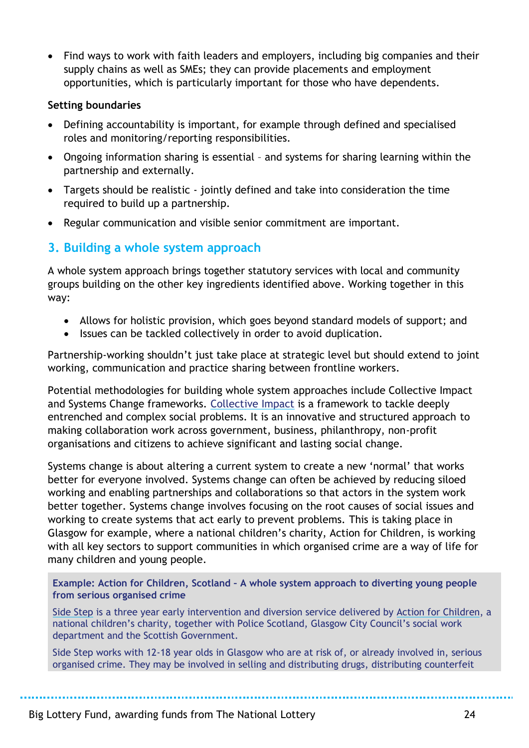- Find ways to work with faith leaders and employers, including big companies and their supply chains as well as SMEs; they can provide placements and employment opportunities, which is particularly important for those who have dependents.

**Setting boundaries**

- Defining accountability is important, for example through defined and specialised roles and monitoring/reporting responsibilities.
- Ongoing information sharing is essential – and systems for sharing learning within the partnership and externally.
- Targets should be realistic - jointly defined and take into consideration the time required to build up a partnership.
- Regular communication and visible senior commitment are important.

## 3. Building a whole system approach

A whole system approach brings together statutory services with local and community groups building on the other key ingredients identified above. Working together in this way:

- Allows for holistic provision, which goes beyond standard models of support; and
- Issues can be tackled collectively in order to avoid duplication.

Partnership-working shouldn't just take place at strategic level but should extend to joint working, communication and practice sharing between frontline workers.

Potential methodologies for building whole system approaches include Collective Impact and Systems Change frameworks. Collective Impact is a framework to tackle deeply entrenched and complex social problems. It is an innovative and structured approach to making collaboration work across government, business, philanthropy, non-profit organisations and citizens to achieve significant and lasting social change.

Systems change is about altering a current system to create a new 'normal' that works better for everyone involved. Systems change can often be achieved by reducing siloed working and enabling partnerships and collaborations so that actors in the system work better together. Systems change involves focusing on the root causes of social issues and working to create systems that act early to prevent problems. This is taking place in Glasgow for example, where a national children's charity, Action for Children, is working with all key sectors to support communities in which organised crime are a way of life for many children and young people.

**Example: Action for Children, Scotland – A whole system approach to diverting young people from serious organised crime**

Side Step is a three year early intervention and diversion service delivered by Action for Children, a national children's charity, together with Police Scotland, Glasgow City Council's social work department and the Scottish Government.

Side Step works with 12-18 year olds in Glasgow who are at risk of, or already involved in, serious organised crime. They may be involved in selling and distributing drugs, distributing counterfeit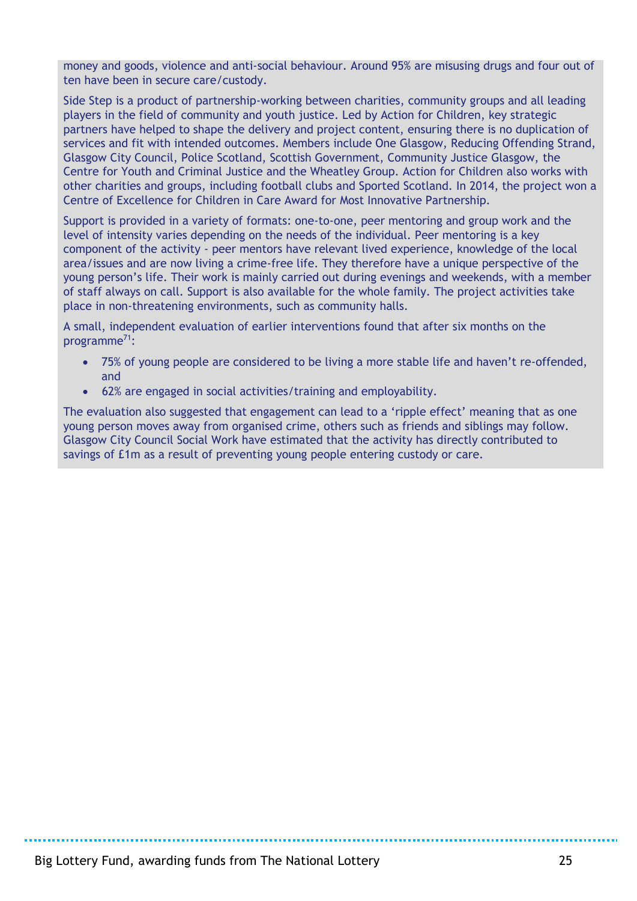money and goods, violence and anti-social behaviour. Around 95% are misusing drugs and four out of ten have been in secure care/custody.

Side Step is a product of partnership-working between charities, community groups and all leading players in the field of community and youth justice. Led by Action for Children, key strategic partners have helped to shape the delivery and project content, ensuring there is no duplication of services and fit with intended outcomes. Members include One Glasgow, Reducing Offending Strand, Glasgow City Council, Police Scotland, Scottish Government, Community Justice Glasgow, the Centre for Youth and Criminal Justice and the Wheatley Group. Action for Children also works with other charities and groups, including football clubs and Sported Scotland. In 2014, the project won a Centre of Excellence for Children in Care Award for Most Innovative Partnership.

Support is provided in a variety of formats: one-to-one, peer mentoring and group work and the level of intensity varies depending on the needs of the individual. Peer mentoring is a key component of the activity - peer mentors have relevant lived experience, knowledge of the local area/issues and are now living a crime-free life. They therefore have a unique perspective of the young person's life. Their work is mainly carried out during evenings and weekends, with a member of staff always on call. Support is also available for the whole family. The project activities take place in non-threatening environments, such as community halls.

A small, independent evaluation of earlier interventions found that after six months on the programme[71]:

- 75% of young people are considered to be living a more stable life and haven't re-offended, and
- 62% are engaged in social activities/training and employability.

The evaluation also suggested that engagement can lead to a 'ripple effect' meaning that as one young person moves away from organised crime, others such as friends and siblings may follow. Glasgow City Council Social Work have estimated that the activity has directly contributed to savings of £1m as a result of preventing young people entering custody or care.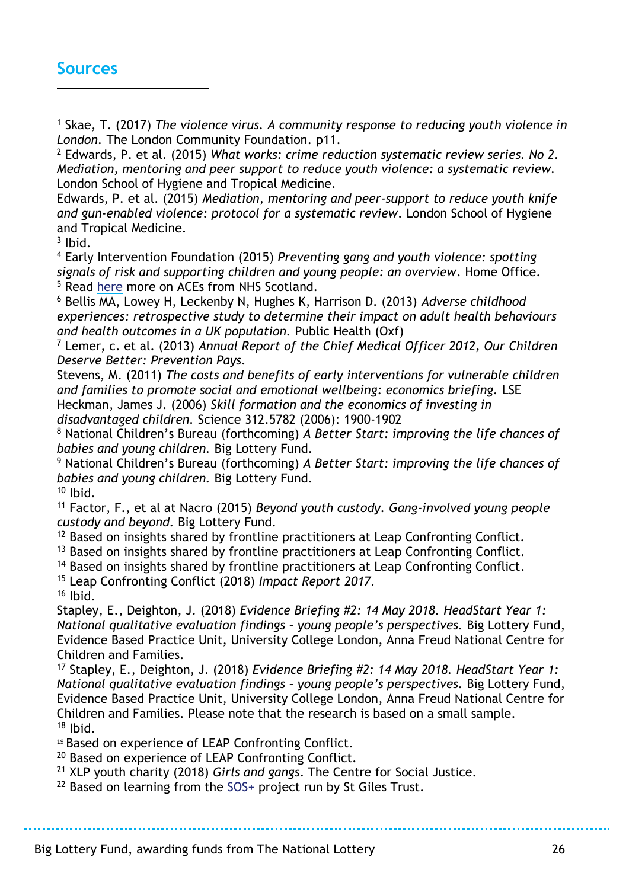## Sources

[1] Skae, T. (2017) *The violence virus. A community response to reducing youth violence in London.* The London Community Foundation. p11.
[2] Edwards, P. et al. (2015) *What works: crime reduction systematic review series. No 2. Mediation, mentoring and peer support to reduce youth violence: a systematic review.* London School of Hygiene and Tropical Medicine.
Edwards, P. et al. (2015) *Mediation, mentoring and peer-support to reduce youth knife and gun-enabled violence: protocol for a systematic review.* London School of Hygiene and Tropical Medicine.
[3] Ibid.
[4] Early Intervention Foundation (2015) *Preventing gang and youth violence: spotting signals of risk and supporting children and young people: an overview.* Home Office.
[5] Read here more on ACEs from NHS Scotland.
[6] Bellis MA, Lowey H, Leckenby N, Hughes K, Harrison D. (2013) *Adverse childhood experiences: retrospective study to determine their impact on adult health behaviours and health outcomes in a UK population.* Public Health (Oxf)
[7] Lemer, c. et al. (2013) *Annual Report of the Chief Medical Officer 2012, Our Children Deserve Better: Prevention Pays.*
Stevens, M. (2011) *The costs and benefits of early interventions for vulnerable children and families to promote social and emotional wellbeing: economics briefing.* LSE
Heckman, James J. (2006) *Skill formation and the economics of investing in disadvantaged children.* Science 312.5782 (2006): 1900-1902
[8] National Children's Bureau (forthcoming) *A Better Start: improving the life chances of babies and young children.* Big Lottery Fund.
[9] National Children's Bureau (forthcoming) *A Better Start: improving the life chances of babies and young children.* Big Lottery Fund.
[10] Ibid.
[11] Factor, F., et al at Nacro (2015) *Beyond youth custody. Gang-involved young people custody and beyond.* Big Lottery Fund.
[12] Based on insights shared by frontline practitioners at Leap Confronting Conflict.
[13] Based on insights shared by frontline practitioners at Leap Confronting Conflict.
[14] Based on insights shared by frontline practitioners at Leap Confronting Conflict.
[15] Leap Confronting Conflict (2018) *Impact Report 2017.*
[16] Ibid.
Stapley, E., Deighton, J. (2018) *Evidence Briefing #2: 14 May 2018. HeadStart Year 1: National qualitative evaluation findings – young people's perspectives.* Big Lottery Fund, Evidence Based Practice Unit, University College London, Anna Freud National Centre for Children and Families.
[17] Stapley, E., Deighton, J. (2018) *Evidence Briefing #2: 14 May 2018. HeadStart Year 1: National qualitative evaluation findings – young people's perspectives.* Big Lottery Fund, Evidence Based Practice Unit, University College London, Anna Freud National Centre for Children and Families. Please note that the research is based on a small sample.
[18] Ibid.
[19] Based on experience of LEAP Confronting Conflict.
[20] Based on experience of LEAP Confronting Conflict.
[21] XLP youth charity (2018) *Girls and gangs.* The Centre for Social Justice.
[22] Based on learning from the SOS+ project run by St Giles Trust.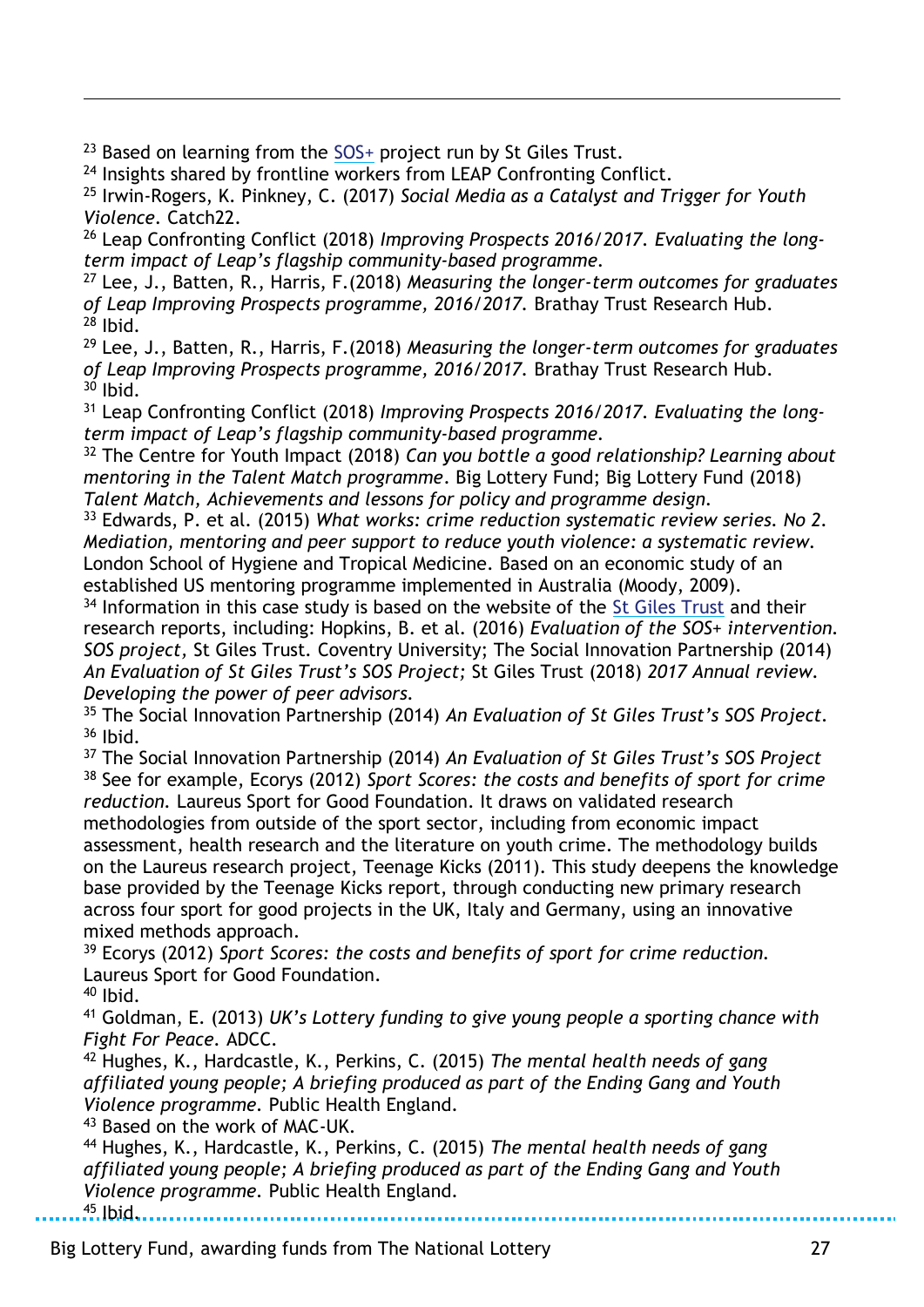[23] Based on learning from the SOS+ project run by St Giles Trust.

[24] Insights shared by frontline workers from LEAP Confronting Conflict.

[25] Irwin-Rogers, K. Pinkney, C. (2017) *Social Media as a Catalyst and Trigger for Youth Violence*. Catch22.

[26] Leap Confronting Conflict (2018) *Improving Prospects 2016/2017. Evaluating the long-term impact of Leap's flagship community-based programme*.

[27] Lee, J., Batten, R., Harris, F.(2018) *Measuring the longer-term outcomes for graduates of Leap Improving Prospects programme, 2016/2017.* Brathay Trust Research Hub.

[28] Ibid.

[29] Lee, J., Batten, R., Harris, F.(2018) *Measuring the longer-term outcomes for graduates of Leap Improving Prospects programme, 2016/2017.* Brathay Trust Research Hub.

[30] Ibid.

[31] Leap Confronting Conflict (2018) *Improving Prospects 2016/2017. Evaluating the long-term impact of Leap's flagship community-based programme*.

[32] The Centre for Youth Impact (2018) *Can you bottle a good relationship? Learning about mentoring in the Talent Match programme*. Big Lottery Fund; Big Lottery Fund (2018) *Talent Match, Achievements and lessons for policy and programme design.*

[33] Edwards, P. et al. (2015) *What works: crime reduction systematic review series. No 2. Mediation, mentoring and peer support to reduce youth violence: a systematic review.* London School of Hygiene and Tropical Medicine. Based on an economic study of an established US mentoring programme implemented in Australia (Moody, 2009).

[34] Information in this case study is based on the website of the St Giles Trust and their research reports, including: Hopkins, B. et al. (2016) *Evaluation of the SOS+ intervention. SOS project,* St Giles Trust. Coventry University; The Social Innovation Partnership (2014) *An Evaluation of St Giles Trust's SOS Project;* St Giles Trust (2018) *2017 Annual review. Developing the power of peer advisors.*

[35] The Social Innovation Partnership (2014) *An Evaluation of St Giles Trust's SOS Project.*

[36] Ibid.

[37] The Social Innovation Partnership (2014) *An Evaluation of St Giles Trust's SOS Project*

[38] See for example, Ecorys (2012) *Sport Scores: the costs and benefits of sport for crime reduction.* Laureus Sport for Good Foundation. It draws on validated research methodologies from outside of the sport sector, including from economic impact assessment, health research and the literature on youth crime. The methodology builds on the Laureus research project, Teenage Kicks (2011). This study deepens the knowledge base provided by the Teenage Kicks report, through conducting new primary research across four sport for good projects in the UK, Italy and Germany, using an innovative mixed methods approach.

[39] Ecorys (2012) *Sport Scores: the costs and benefits of sport for crime reduction.* Laureus Sport for Good Foundation.

[40] Ibid.

[41] Goldman, E. (2013) *UK's Lottery funding to give young people a sporting chance with Fight For Peace*. ADCC.

[42] Hughes, K., Hardcastle, K., Perkins, C. (2015) *The mental health needs of gang affiliated young people; A briefing produced as part of the Ending Gang and Youth Violence programme.* Public Health England.

[43] Based on the work of MAC-UK.

[44] Hughes, K., Hardcastle, K., Perkins, C. (2015) *The mental health needs of gang affiliated young people; A briefing produced as part of the Ending Gang and Youth Violence programme.* Public Health England.

[45] Ibid.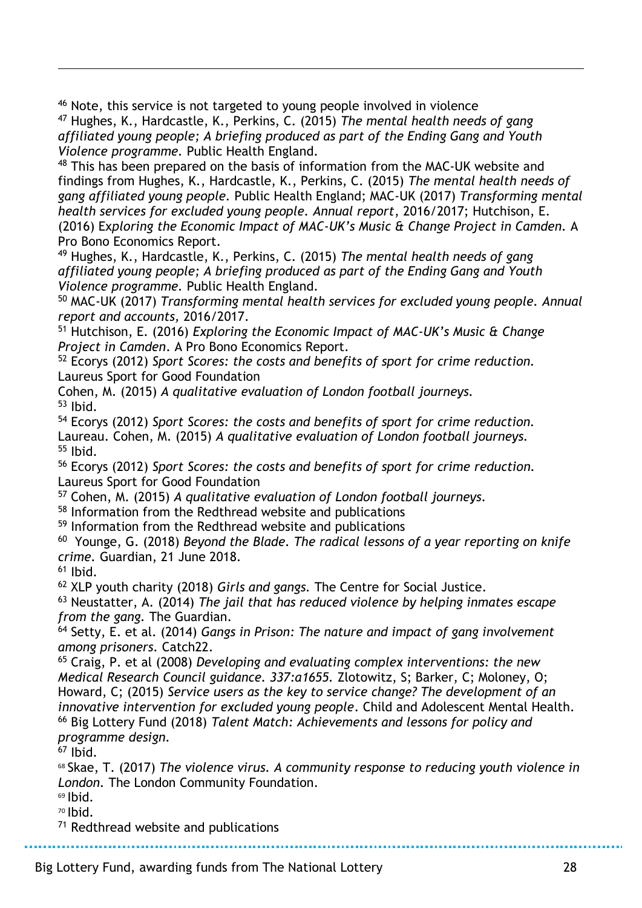[46] Note, this service is not targeted to young people involved in violence

[47] Hughes, K., Hardcastle, K., Perkins, C. (2015) *The mental health needs of gang affiliated young people; A briefing produced as part of the Ending Gang and Youth Violence programme*. Public Health England.

[48] This has been prepared on the basis of information from the MAC-UK website and findings from Hughes, K., Hardcastle, K., Perkins, C. (2015) *The mental health needs of gang affiliated young people*. Public Health England; MAC-UK (2017) *Transforming mental health services for excluded young people. Annual report*, 2016/2017; Hutchison, E. (2016) *Exploring the Economic Impact of MAC-UK's Music & Change Project in Camden*. A Pro Bono Economics Report.

[49] Hughes, K., Hardcastle, K., Perkins, C. (2015) *The mental health needs of gang affiliated young people; A briefing produced as part of the Ending Gang and Youth Violence programme*. Public Health England.

[50] MAC-UK (2017) *Transforming mental health services for excluded young people. Annual report and accounts*, 2016/2017.

[51] Hutchison, E. (2016) *Exploring the Economic Impact of MAC-UK's Music & Change Project in Camden*. A Pro Bono Economics Report.

[52] Ecorys (2012) *Sport Scores: the costs and benefits of sport for crime reduction*. Laureus Sport for Good Foundation
Cohen, M. (2015) *A qualitative evaluation of London football journeys*.

[53] Ibid.

[54] Ecorys (2012) *Sport Scores: the costs and benefits of sport for crime reduction*. Laureau. Cohen, M. (2015) *A qualitative evaluation of London football journeys*.

[55] Ibid.

[56] Ecorys (2012) *Sport Scores: the costs and benefits of sport for crime reduction*. Laureus Sport for Good Foundation

[57] Cohen, M. (2015) *A qualitative evaluation of London football journeys*.

[58] Information from the Redthread website and publications

[59] Information from the Redthread website and publications

[60] Younge, G. (2018) *Beyond the Blade. The radical lessons of a year reporting on knife crime*. Guardian, 21 June 2018.

[61] Ibid.

[62] XLP youth charity (2018) *Girls and gangs*. The Centre for Social Justice.

[63] Neustatter, A. (2014) *The jail that has reduced violence by helping inmates escape from the gang*. The Guardian.

[64] Setty, E. et al. (2014) *Gangs in Prison: The nature and impact of gang involvement among prisoners*. Catch22.

[65] Craig, P. et al (2008) *Developing and evaluating complex interventions: the new Medical Research Council guidance. 337:a1655*. Zlotowitz, S; Barker, C; Moloney, O; Howard, C; (2015) *Service users as the key to service change? The development of an innovative intervention for excluded young people*. Child and Adolescent Mental Health.

[66] Big Lottery Fund (2018) *Talent Match: Achievements and lessons for policy and programme design*.

[67] Ibid.

[68] Skae, T. (2017) *The violence virus. A community response to reducing youth violence in London*. The London Community Foundation.

[69] Ibid.

[70] Ibid.

[71] Redthread website and publications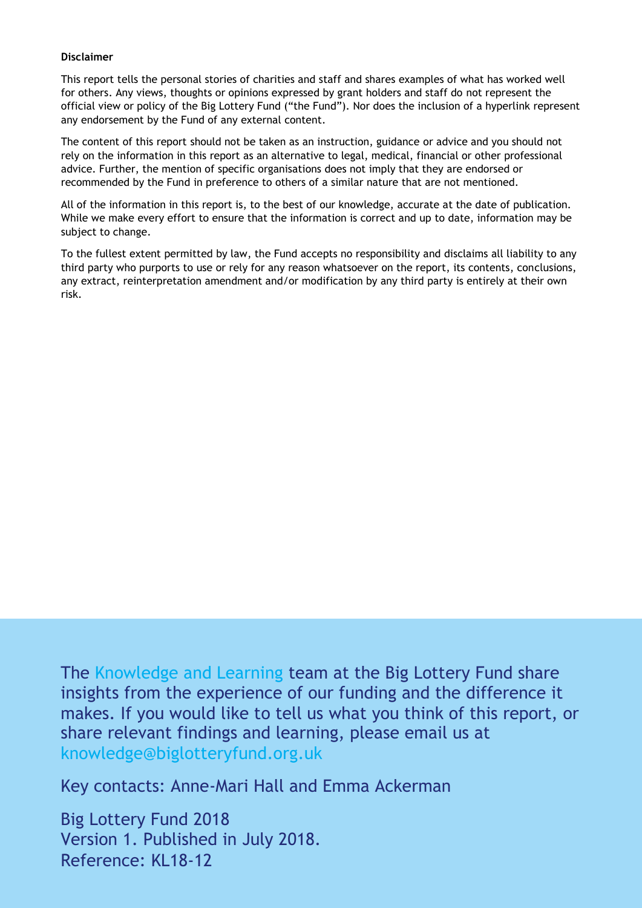**Disclaimer**

This report tells the personal stories of charities and staff and shares examples of what has worked well for others. Any views, thoughts or opinions expressed by grant holders and staff do not represent the official view or policy of the Big Lottery Fund ("the Fund"). Nor does the inclusion of a hyperlink represent any endorsement by the Fund of any external content.

The content of this report should not be taken as an instruction, guidance or advice and you should not rely on the information in this report as an alternative to legal, medical, financial or other professional advice. Further, the mention of specific organisations does not imply that they are endorsed or recommended by the Fund in preference to others of a similar nature that are not mentioned.

All of the information in this report is, to the best of our knowledge, accurate at the date of publication. While we make every effort to ensure that the information is correct and up to date, information may be subject to change.

To the fullest extent permitted by law, the Fund accepts no responsibility and disclaims all liability to any third party who purports to use or rely for any reason whatsoever on the report, its contents, conclusions, any extract, reinterpretation amendment and/or modification by any third party is entirely at their own risk.

The Knowledge and Learning team at the Big Lottery Fund share insights from the experience of our funding and the difference it makes. If you would like to tell us what you think of this report, or share relevant findings and learning, please email us at knowledge@biglotteryfund.org.uk

Key contacts: Anne-Mari Hall and Emma Ackerman

Big Lottery Fund 2018
Version 1. Published in July 2018.
Reference: KL18-12